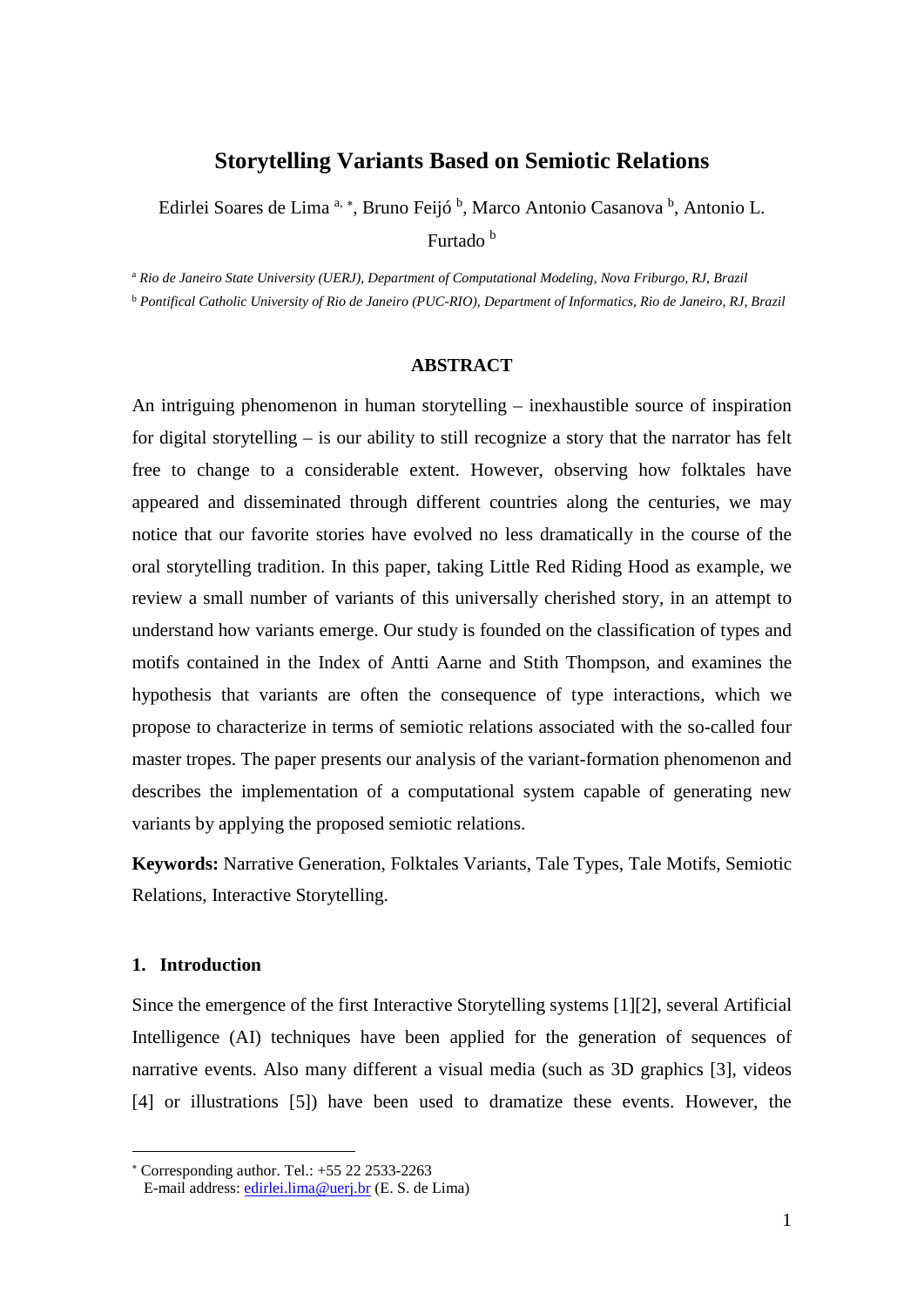# Storytelling Variants Based on Semiotic Relations

Edirlei Soares de Lima [a, *], Bruno Feijó [b], Marco Antonio Casanova [b], Antonio L. Furtado [b]

[a] *Rio de Janeiro State University (UERJ), Department of Computational Modeling, Nova Friburgo, RJ, Brazil*

[b] *Pontifical Catholic University of Rio de Janeiro (PUC-RIO), Department of Informatics, Rio de Janeiro, RJ, Brazil*

## ABSTRACT

An intriguing phenomenon in human storytelling – inexhaustible source of inspiration for digital storytelling – is our ability to still recognize a story that the narrator has felt free to change to a considerable extent. However, observing how folktales have appeared and disseminated through different countries along the centuries, we may notice that our favorite stories have evolved no less dramatically in the course of the oral storytelling tradition. In this paper, taking Little Red Riding Hood as example, we review a small number of variants of this universally cherished story, in an attempt to understand how variants emerge. Our study is founded on the classification of types and motifs contained in the Index of Antti Aarne and Stith Thompson, and examines the hypothesis that variants are often the consequence of type interactions, which we propose to characterize in terms of semiotic relations associated with the so-called four master tropes. The paper presents our analysis of the variant-formation phenomenon and describes the implementation of a computational system capable of generating new variants by applying the proposed semiotic relations.

**Keywords:** Narrative Generation, Folktales Variants, Tale Types, Tale Motifs, Semiotic Relations, Interactive Storytelling.

## 1. Introduction

Since the emergence of the first Interactive Storytelling systems [1][2], several Artificial Intelligence (AI) techniques have been applied for the generation of sequences of narrative events. Also many different a visual media (such as 3D graphics [3], videos [4] or illustrations [5]) have been used to dramatize these events. However, the

* Corresponding author. Tel.: +55 22 2533-2263
E-mail address: edirlei.lima@uerj.br (E. S. de Lima)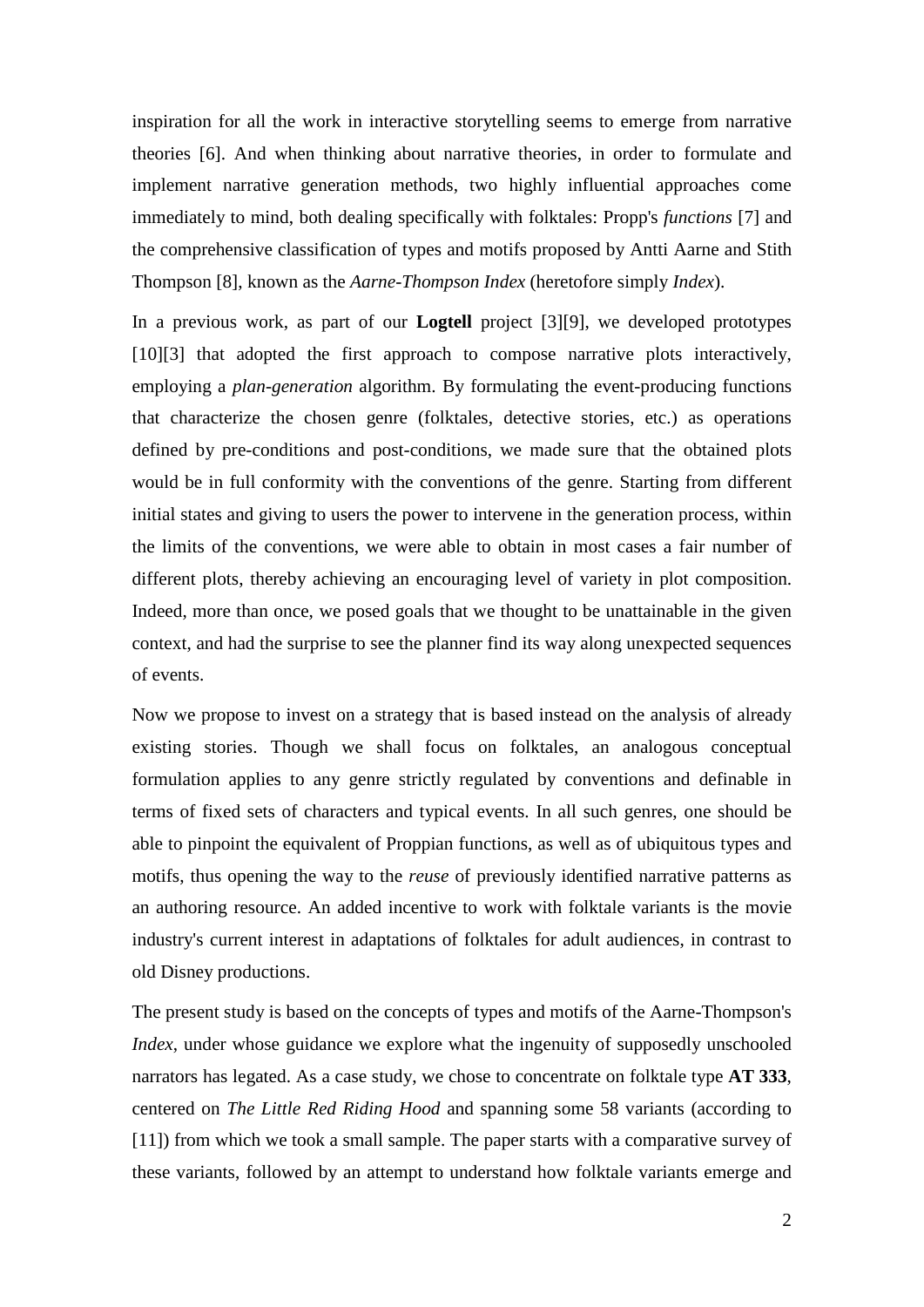inspiration for all the work in interactive storytelling seems to emerge from narrative theories [6]. And when thinking about narrative theories, in order to formulate and implement narrative generation methods, two highly influential approaches come immediately to mind, both dealing specifically with folktales: Propp's *functions* [7] and the comprehensive classification of types and motifs proposed by Antti Aarne and Stith Thompson [8], known as the *Aarne-Thompson Index* (heretofore simply *Index*).

In a previous work, as part of our **Logtell** project [3][9], we developed prototypes [10][3] that adopted the first approach to compose narrative plots interactively, employing a *plan-generation* algorithm. By formulating the event-producing functions that characterize the chosen genre (folktales, detective stories, etc.) as operations defined by pre-conditions and post-conditions, we made sure that the obtained plots would be in full conformity with the conventions of the genre. Starting from different initial states and giving to users the power to intervene in the generation process, within the limits of the conventions, we were able to obtain in most cases a fair number of different plots, thereby achieving an encouraging level of variety in plot composition. Indeed, more than once, we posed goals that we thought to be unattainable in the given context, and had the surprise to see the planner find its way along unexpected sequences of events.

Now we propose to invest on a strategy that is based instead on the analysis of already existing stories. Though we shall focus on folktales, an analogous conceptual formulation applies to any genre strictly regulated by conventions and definable in terms of fixed sets of characters and typical events. In all such genres, one should be able to pinpoint the equivalent of Proppian functions, as well as of ubiquitous types and motifs, thus opening the way to the *reuse* of previously identified narrative patterns as an authoring resource. An added incentive to work with folktale variants is the movie industry's current interest in adaptations of folktales for adult audiences, in contrast to old Disney productions.

The present study is based on the concepts of types and motifs of the Aarne-Thompson's *Index*, under whose guidance we explore what the ingenuity of supposedly unschooled narrators has legated. As a case study, we chose to concentrate on folktale type **AT 333**, centered on *The Little Red Riding Hood* and spanning some 58 variants (according to [11]) from which we took a small sample. The paper starts with a comparative survey of these variants, followed by an attempt to understand how folktale variants emerge and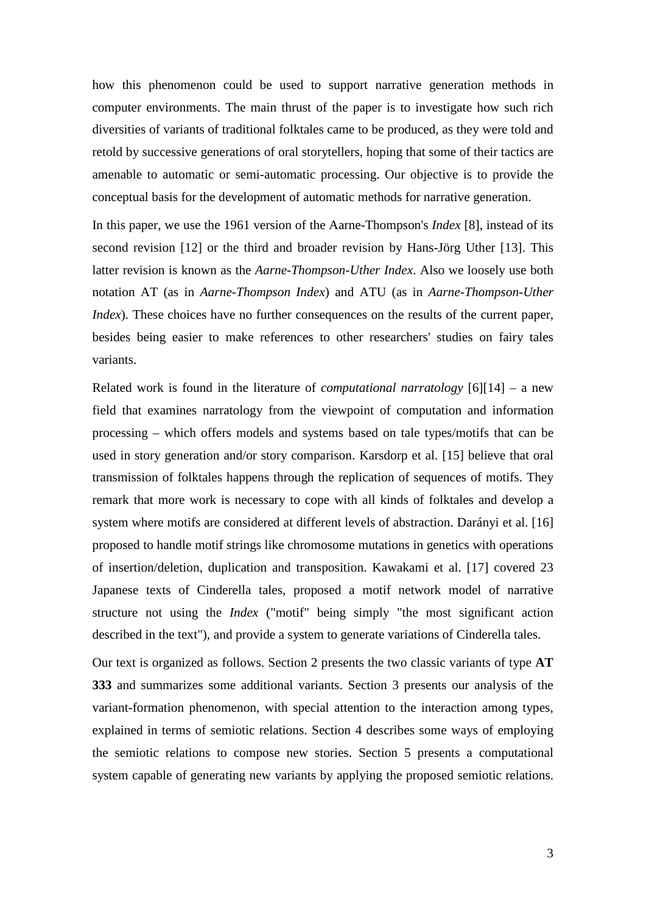how this phenomenon could be used to support narrative generation methods in computer environments. The main thrust of the paper is to investigate how such rich diversities of variants of traditional folktales came to be produced, as they were told and retold by successive generations of oral storytellers, hoping that some of their tactics are amenable to automatic or semi-automatic processing. Our objective is to provide the conceptual basis for the development of automatic methods for narrative generation.

In this paper, we use the 1961 version of the Aarne-Thompson's *Index* [8], instead of its second revision [12] or the third and broader revision by Hans-Jörg Uther [13]. This latter revision is known as the *Aarne-Thompson-Uther Index*. Also we loosely use both notation AT (as in *Aarne-Thompson Index*) and ATU (as in *Aarne-Thompson-Uther Index*). These choices have no further consequences on the results of the current paper, besides being easier to make references to other researchers' studies on fairy tales variants.

Related work is found in the literature of *computational narratology* [6][14] – a new field that examines narratology from the viewpoint of computation and information processing – which offers models and systems based on tale types/motifs that can be used in story generation and/or story comparison. Karsdorp et al. [15] believe that oral transmission of folktales happens through the replication of sequences of motifs. They remark that more work is necessary to cope with all kinds of folktales and develop a system where motifs are considered at different levels of abstraction. Darányi et al. [16] proposed to handle motif strings like chromosome mutations in genetics with operations of insertion/deletion, duplication and transposition. Kawakami et al. [17] covered 23 Japanese texts of Cinderella tales, proposed a motif network model of narrative structure not using the *Index* ("motif" being simply "the most significant action described in the text"), and provide a system to generate variations of Cinderella tales.

Our text is organized as follows. Section 2 presents the two classic variants of type **AT 333** and summarizes some additional variants. Section 3 presents our analysis of the variant-formation phenomenon, with special attention to the interaction among types, explained in terms of semiotic relations. Section 4 describes some ways of employing the semiotic relations to compose new stories. Section 5 presents a computational system capable of generating new variants by applying the proposed semiotic relations.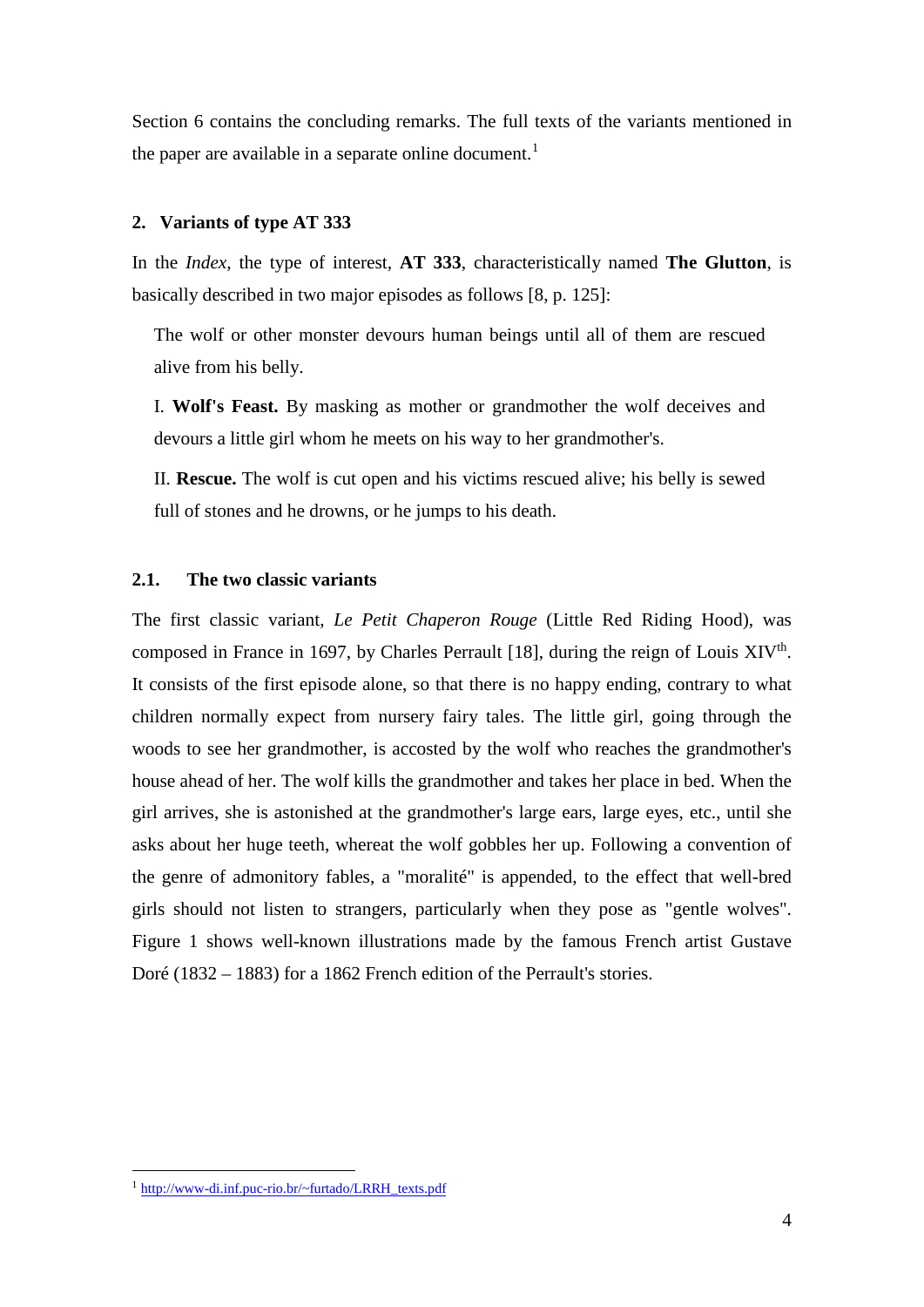Section 6 contains the concluding remarks. The full texts of the variants mentioned in the paper are available in a separate online document.[1]

## 2. Variants of type AT 333

In the *Index*, the type of interest, **AT 333**, characteristically named **The Glutton**, is basically described in two major episodes as follows [8, p. 125]:

> The wolf or other monster devours human beings until all of them are rescued alive from his belly.
>
> I. **Wolf's Feast.** By masking as mother or grandmother the wolf deceives and devours a little girl whom he meets on his way to her grandmother's.
>
> II. **Rescue.** The wolf is cut open and his victims rescued alive; his belly is sewed full of stones and he drowns, or he jumps to his death.

### 2.1. The two classic variants

The first classic variant, *Le Petit Chaperon Rouge* (Little Red Riding Hood), was composed in France in 1697, by Charles Perrault [18], during the reign of Louis XIV[th]. It consists of the first episode alone, so that there is no happy ending, contrary to what children normally expect from nursery fairy tales. The little girl, going through the woods to see her grandmother, is accosted by the wolf who reaches the grandmother's house ahead of her. The wolf kills the grandmother and takes her place in bed. When the girl arrives, she is astonished at the grandmother's large ears, large eyes, etc., until she asks about her huge teeth, whereat the wolf gobbles her up. Following a convention of the genre of admonitory fables, a "moralité" is appended, to the effect that well-bred girls should not listen to strangers, particularly when they pose as "gentle wolves". Figure 1 shows well-known illustrations made by the famous French artist Gustave Doré (1832 – 1883) for a 1862 French edition of the Perrault's stories.

---

[1] http://www-di.inf.puc-rio.br/~furtado/LRRH_texts.pdf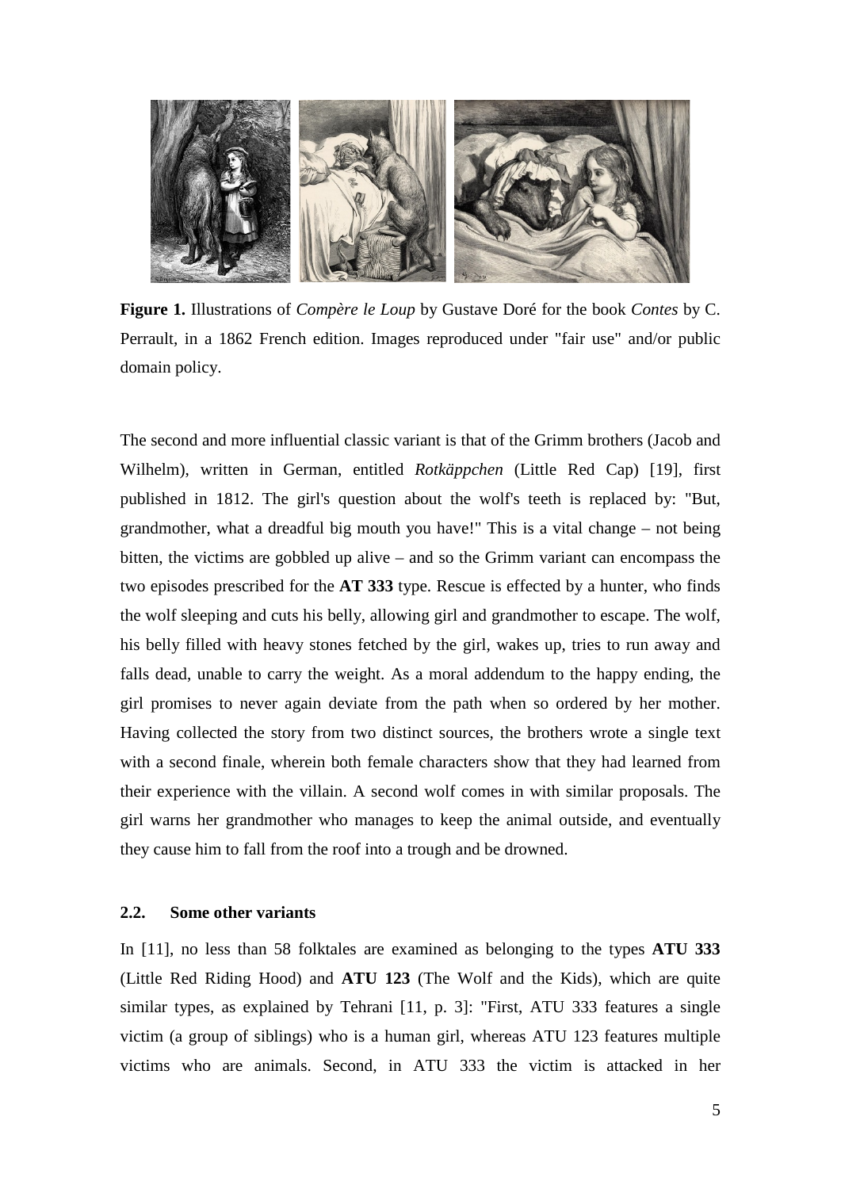**Figure 1.** Illustrations of *Compère le Loup* by Gustave Doré for the book *Contes* by C. Perrault, in a 1862 French edition. Images reproduced under "fair use" and/or public domain policy.

The second and more influential classic variant is that of the Grimm brothers (Jacob and Wilhelm), written in German, entitled *Rotkäppchen* (Little Red Cap) [19], first published in 1812. The girl's question about the wolf's teeth is replaced by: "But, grandmother, what a dreadful big mouth you have!" This is a vital change – not being bitten, the victims are gobbled up alive – and so the Grimm variant can encompass the two episodes prescribed for the **AT 333** type. Rescue is effected by a hunter, who finds the wolf sleeping and cuts his belly, allowing girl and grandmother to escape. The wolf, his belly filled with heavy stones fetched by the girl, wakes up, tries to run away and falls dead, unable to carry the weight. As a moral addendum to the happy ending, the girl promises to never again deviate from the path when so ordered by her mother. Having collected the story from two distinct sources, the brothers wrote a single text with a second finale, wherein both female characters show that they had learned from their experience with the villain. A second wolf comes in with similar proposals. The girl warns her grandmother who manages to keep the animal outside, and eventually they cause him to fall from the roof into a trough and be drowned.

### 2.2. Some other variants

In [11], no less than 58 folktales are examined as belonging to the types **ATU 333** (Little Red Riding Hood) and **ATU 123** (The Wolf and the Kids), which are quite similar types, as explained by Tehrani [11, p. 3]: "First, ATU 333 features a single victim (a group of siblings) who is a human girl, whereas ATU 123 features multiple victims who are animals. Second, in ATU 333 the victim is attacked in her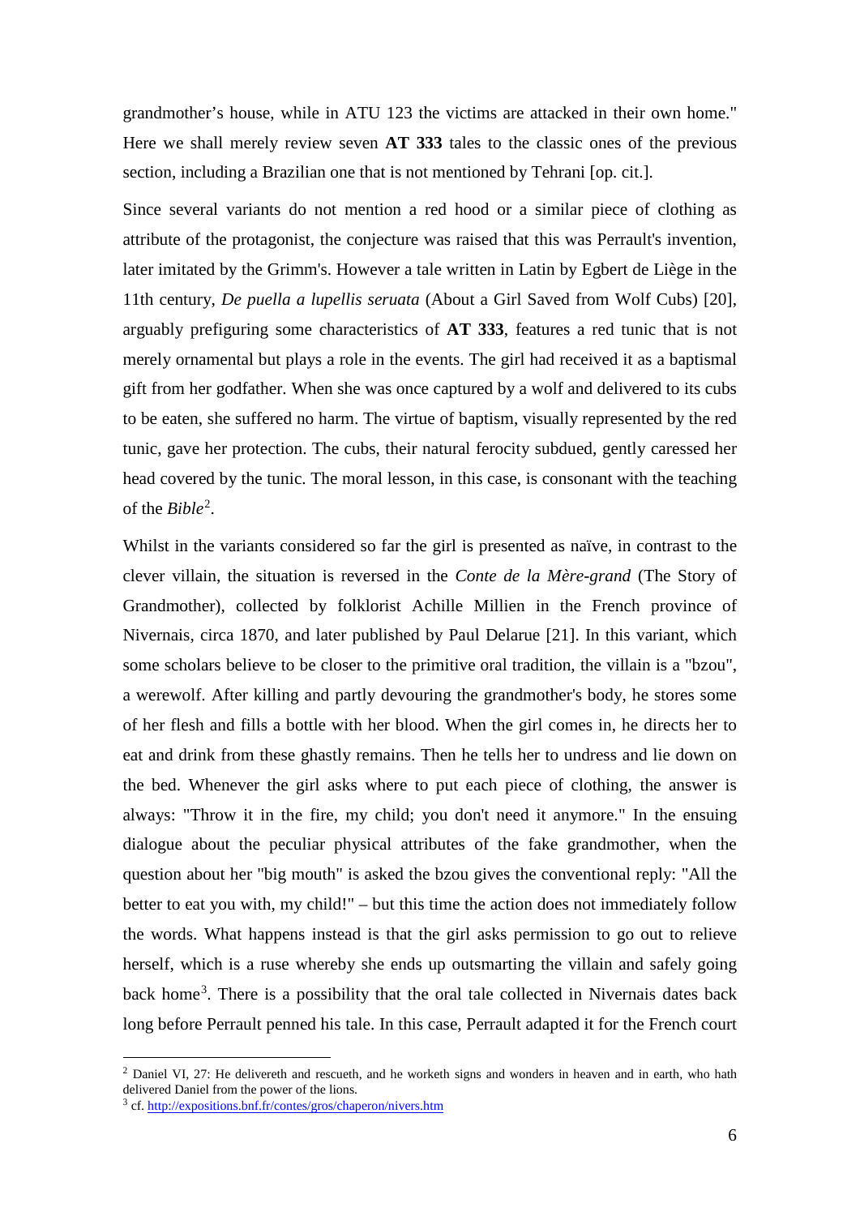grandmother's house, while in ATU 123 the victims are attacked in their own home." Here we shall merely review seven **AT 333** tales to the classic ones of the previous section, including a Brazilian one that is not mentioned by Tehrani [op. cit.].

Since several variants do not mention a red hood or a similar piece of clothing as attribute of the protagonist, the conjecture was raised that this was Perrault's invention, later imitated by the Grimm's. However a tale written in Latin by Egbert de Liège in the 11th century, *De puella a lupellis seruata* (About a Girl Saved from Wolf Cubs) [20], arguably prefiguring some characteristics of **AT 333**, features a red tunic that is not merely ornamental but plays a role in the events. The girl had received it as a baptismal gift from her godfather. When she was once captured by a wolf and delivered to its cubs to be eaten, she suffered no harm. The virtue of baptism, visually represented by the red tunic, gave her protection. The cubs, their natural ferocity subdued, gently caressed her head covered by the tunic. The moral lesson, in this case, is consonant with the teaching of the *Bible*[2].

Whilst in the variants considered so far the girl is presented as naïve, in contrast to the clever villain, the situation is reversed in the *Conte de la Mère-grand* (The Story of Grandmother), collected by folklorist Achille Millien in the French province of Nivernais, circa 1870, and later published by Paul Delarue [21]. In this variant, which some scholars believe to be closer to the primitive oral tradition, the villain is a "bzou", a werewolf. After killing and partly devouring the grandmother's body, he stores some of her flesh and fills a bottle with her blood. When the girl comes in, he directs her to eat and drink from these ghastly remains. Then he tells her to undress and lie down on the bed. Whenever the girl asks where to put each piece of clothing, the answer is always: "Throw it in the fire, my child; you don't need it anymore." In the ensuing dialogue about the peculiar physical attributes of the fake grandmother, when the question about her "big mouth" is asked the bzou gives the conventional reply: "All the better to eat you with, my child!" – but this time the action does not immediately follow the words. What happens instead is that the girl asks permission to go out to relieve herself, which is a ruse whereby she ends up outsmarting the villain and safely going back home[3]. There is a possibility that the oral tale collected in Nivernais dates back long before Perrault penned his tale. In this case, Perrault adapted it for the French court

---

[2] Daniel VI, 27: He delivereth and rescueth, and he worketh signs and wonders in heaven and in earth, who hath delivered Daniel from the power of the lions.

[3] cf. http://expositions.bnf.fr/contes/gros/chaperon/nivers.htm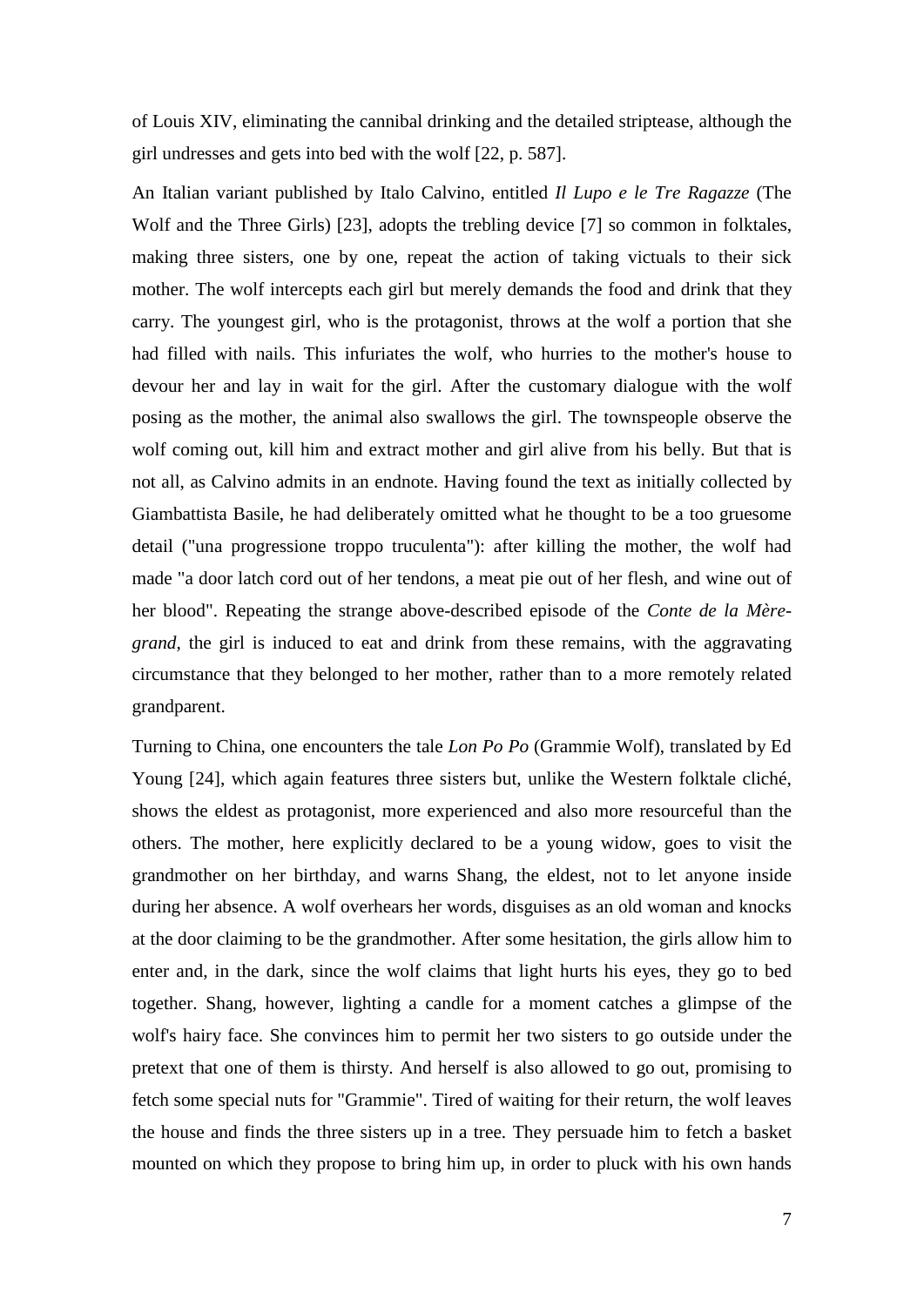of Louis XIV, eliminating the cannibal drinking and the detailed striptease, although the girl undresses and gets into bed with the wolf [22, p. 587].

An Italian variant published by Italo Calvino, entitled *Il Lupo e le Tre Ragazze* (The Wolf and the Three Girls) [23], adopts the trebling device [7] so common in folktales, making three sisters, one by one, repeat the action of taking victuals to their sick mother. The wolf intercepts each girl but merely demands the food and drink that they carry. The youngest girl, who is the protagonist, throws at the wolf a portion that she had filled with nails. This infuriates the wolf, who hurries to the mother's house to devour her and lay in wait for the girl. After the customary dialogue with the wolf posing as the mother, the animal also swallows the girl. The townspeople observe the wolf coming out, kill him and extract mother and girl alive from his belly. But that is not all, as Calvino admits in an endnote. Having found the text as initially collected by Giambattista Basile, he had deliberately omitted what he thought to be a too gruesome detail ("una progressione troppo truculenta"): after killing the mother, the wolf had made "a door latch cord out of her tendons, a meat pie out of her flesh, and wine out of her blood". Repeating the strange above-described episode of the *Conte de la Mère-grand*, the girl is induced to eat and drink from these remains, with the aggravating circumstance that they belonged to her mother, rather than to a more remotely related grandparent.

Turning to China, one encounters the tale *Lon Po Po* (Grammie Wolf), translated by Ed Young [24], which again features three sisters but, unlike the Western folktale cliché, shows the eldest as protagonist, more experienced and also more resourceful than the others. The mother, here explicitly declared to be a young widow, goes to visit the grandmother on her birthday, and warns Shang, the eldest, not to let anyone inside during her absence. A wolf overhears her words, disguises as an old woman and knocks at the door claiming to be the grandmother. After some hesitation, the girls allow him to enter and, in the dark, since the wolf claims that light hurts his eyes, they go to bed together. Shang, however, lighting a candle for a moment catches a glimpse of the wolf's hairy face. She convinces him to permit her two sisters to go outside under the pretext that one of them is thirsty. And herself is also allowed to go out, promising to fetch some special nuts for "Grammie". Tired of waiting for their return, the wolf leaves the house and finds the three sisters up in a tree. They persuade him to fetch a basket mounted on which they propose to bring him up, in order to pluck with his own hands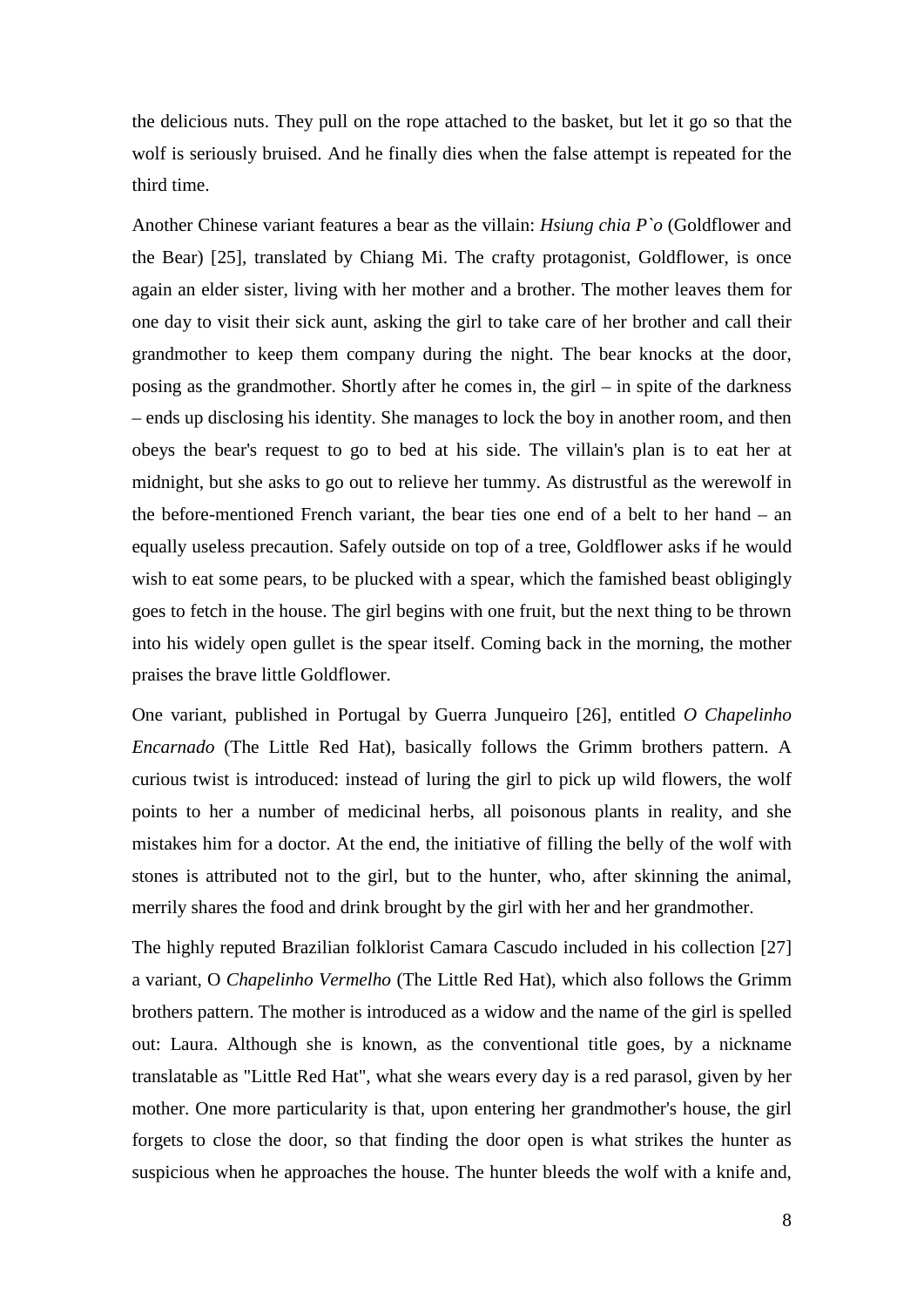the delicious nuts. They pull on the rope attached to the basket, but let it go so that the wolf is seriously bruised. And he finally dies when the false attempt is repeated for the third time.

Another Chinese variant features a bear as the villain: *Hsiung chia P`o* (Goldflower and the Bear) [25], translated by Chiang Mi. The crafty protagonist, Goldflower, is once again an elder sister, living with her mother and a brother. The mother leaves them for one day to visit their sick aunt, asking the girl to take care of her brother and call their grandmother to keep them company during the night. The bear knocks at the door, posing as the grandmother. Shortly after he comes in, the girl – in spite of the darkness – ends up disclosing his identity. She manages to lock the boy in another room, and then obeys the bear's request to go to bed at his side. The villain's plan is to eat her at midnight, but she asks to go out to relieve her tummy. As distrustful as the werewolf in the before-mentioned French variant, the bear ties one end of a belt to her hand – an equally useless precaution. Safely outside on top of a tree, Goldflower asks if he would wish to eat some pears, to be plucked with a spear, which the famished beast obligingly goes to fetch in the house. The girl begins with one fruit, but the next thing to be thrown into his widely open gullet is the spear itself. Coming back in the morning, the mother praises the brave little Goldflower.

One variant, published in Portugal by Guerra Junqueiro [26], entitled *O Chapelinho Encarnado* (The Little Red Hat), basically follows the Grimm brothers pattern. A curious twist is introduced: instead of luring the girl to pick up wild flowers, the wolf points to her a number of medicinal herbs, all poisonous plants in reality, and she mistakes him for a doctor. At the end, the initiative of filling the belly of the wolf with stones is attributed not to the girl, but to the hunter, who, after skinning the animal, merrily shares the food and drink brought by the girl with her and her grandmother.

The highly reputed Brazilian folklorist Camara Cascudo included in his collection [27] a variant, O *Chapelinho Vermelho* (The Little Red Hat), which also follows the Grimm brothers pattern. The mother is introduced as a widow and the name of the girl is spelled out: Laura. Although she is known, as the conventional title goes, by a nickname translatable as "Little Red Hat", what she wears every day is a red parasol, given by her mother. One more particularity is that, upon entering her grandmother's house, the girl forgets to close the door, so that finding the door open is what strikes the hunter as suspicious when he approaches the house. The hunter bleeds the wolf with a knife and,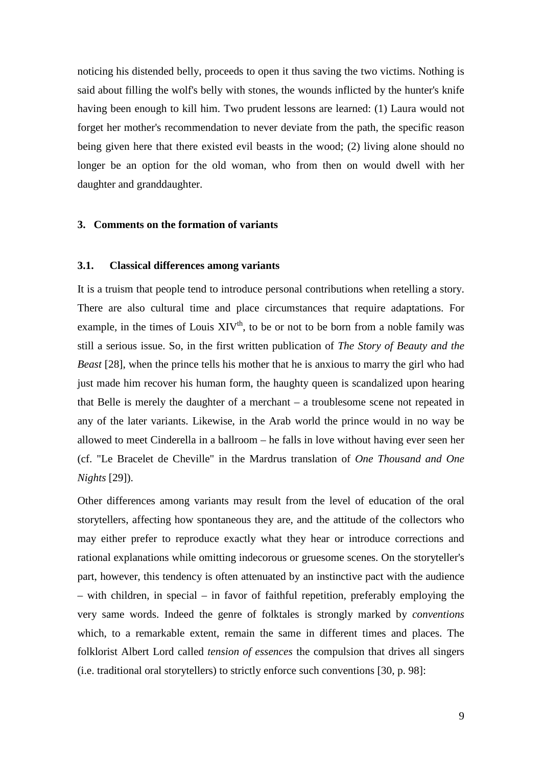noticing his distended belly, proceeds to open it thus saving the two victims. Nothing is said about filling the wolf's belly with stones, the wounds inflicted by the hunter's knife having been enough to kill him. Two prudent lessons are learned: (1) Laura would not forget her mother's recommendation to never deviate from the path, the specific reason being given here that there existed evil beasts in the wood; (2) living alone should no longer be an option for the old woman, who from then on would dwell with her daughter and granddaughter.

## 3. Comments on the formation of variants

### 3.1. Classical differences among variants

It is a truism that people tend to introduce personal contributions when retelling a story. There are also cultural time and place circumstances that require adaptations. For example, in the times of Louis XIV$^{th}$, to be or not to be born from a noble family was still a serious issue. So, in the first written publication of *The Story of Beauty and the Beast* [28], when the prince tells his mother that he is anxious to marry the girl who had just made him recover his human form, the haughty queen is scandalized upon hearing that Belle is merely the daughter of a merchant – a troublesome scene not repeated in any of the later variants. Likewise, in the Arab world the prince would in no way be allowed to meet Cinderella in a ballroom – he falls in love without having ever seen her (cf. "Le Bracelet de Cheville" in the Mardrus translation of *One Thousand and One Nights* [29]).

Other differences among variants may result from the level of education of the oral storytellers, affecting how spontaneous they are, and the attitude of the collectors who may either prefer to reproduce exactly what they hear or introduce corrections and rational explanations while omitting indecorous or gruesome scenes. On the storyteller's part, however, this tendency is often attenuated by an instinctive pact with the audience – with children, in special – in favor of faithful repetition, preferably employing the very same words. Indeed the genre of folktales is strongly marked by *conventions* which, to a remarkable extent, remain the same in different times and places. The folklorist Albert Lord called *tension of essences* the compulsion that drives all singers (i.e. traditional oral storytellers) to strictly enforce such conventions [30, p. 98]: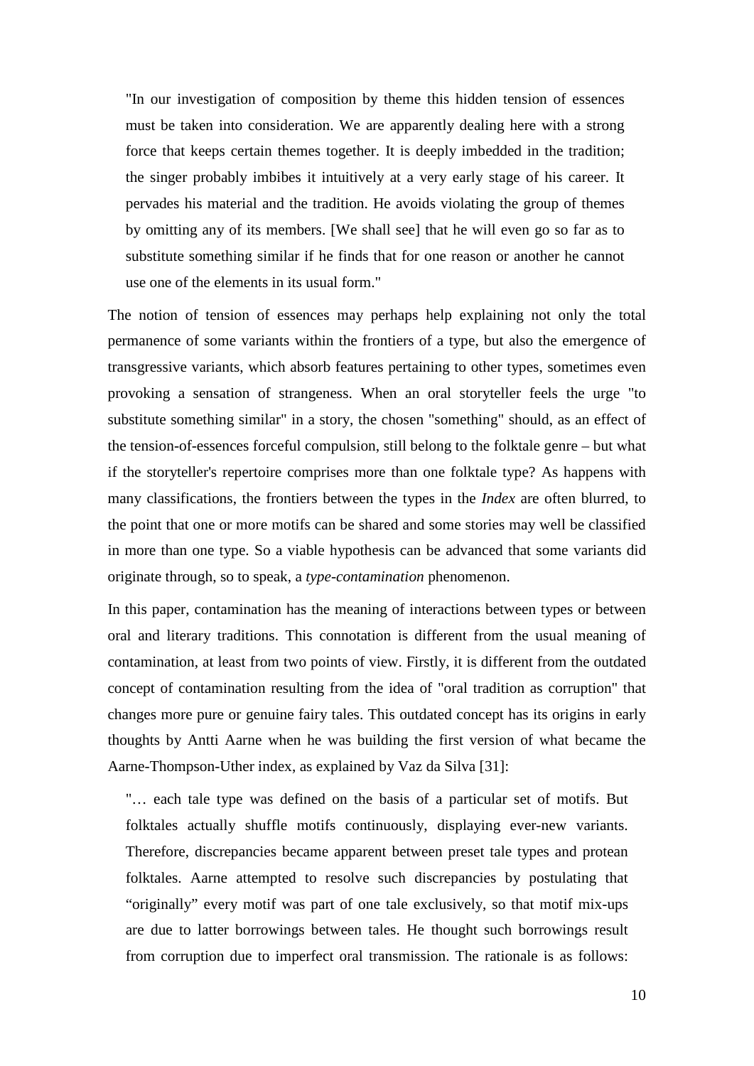> "In our investigation of composition by theme this hidden tension of essences must be taken into consideration. We are apparently dealing here with a strong force that keeps certain themes together. It is deeply imbedded in the tradition; the singer probably imbibes it intuitively at a very early stage of his career. It pervades his material and the tradition. He avoids violating the group of themes by omitting any of its members. [We shall see] that he will even go so far as to substitute something similar if he finds that for one reason or another he cannot use one of the elements in its usual form."

The notion of tension of essences may perhaps help explaining not only the total permanence of some variants within the frontiers of a type, but also the emergence of transgressive variants, which absorb features pertaining to other types, sometimes even provoking a sensation of strangeness. When an oral storyteller feels the urge "to substitute something similar" in a story, the chosen "something" should, as an effect of the tension-of-essences forceful compulsion, still belong to the folktale genre – but what if the storyteller's repertoire comprises more than one folktale type? As happens with many classifications, the frontiers between the types in the *Index* are often blurred, to the point that one or more motifs can be shared and some stories may well be classified in more than one type. So a viable hypothesis can be advanced that some variants did originate through, so to speak, a *type-contamination* phenomenon.

In this paper, contamination has the meaning of interactions between types or between oral and literary traditions. This connotation is different from the usual meaning of contamination, at least from two points of view. Firstly, it is different from the outdated concept of contamination resulting from the idea of "oral tradition as corruption" that changes more pure or genuine fairy tales. This outdated concept has its origins in early thoughts by Antti Aarne when he was building the first version of what became the Aarne-Thompson-Uther index, as explained by Vaz da Silva [31]:

> "… each tale type was defined on the basis of a particular set of motifs. But folktales actually shuffle motifs continuously, displaying ever-new variants. Therefore, discrepancies became apparent between preset tale types and protean folktales. Aarne attempted to resolve such discrepancies by postulating that "originally" every motif was part of one tale exclusively, so that motif mix-ups are due to latter borrowings between tales. He thought such borrowings result from corruption due to imperfect oral transmission. The rationale is as follows: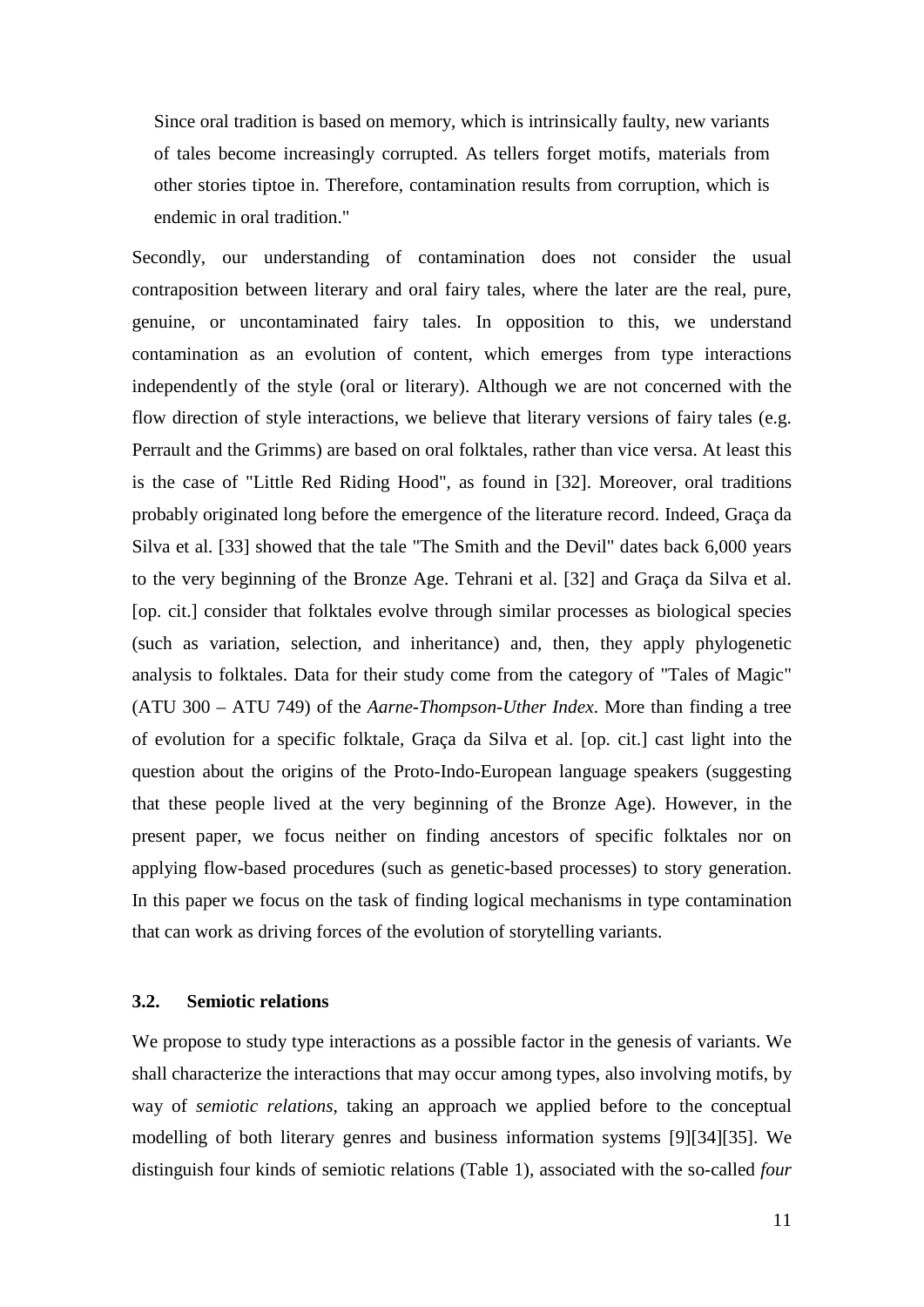> Since oral tradition is based on memory, which is intrinsically faulty, new variants of tales become increasingly corrupted. As tellers forget motifs, materials from other stories tiptoe in. Therefore, contamination results from corruption, which is endemic in oral tradition."

Secondly, our understanding of contamination does not consider the usual contraposition between literary and oral fairy tales, where the later are the real, pure, genuine, or uncontaminated fairy tales. In opposition to this, we understand contamination as an evolution of content, which emerges from type interactions independently of the style (oral or literary). Although we are not concerned with the flow direction of style interactions, we believe that literary versions of fairy tales (e.g. Perrault and the Grimms) are based on oral folktales, rather than vice versa. At least this is the case of "Little Red Riding Hood", as found in [32]. Moreover, oral traditions probably originated long before the emergence of the literature record. Indeed, Graça da Silva et al. [33] showed that the tale "The Smith and the Devil" dates back 6,000 years to the very beginning of the Bronze Age. Tehrani et al. [32] and Graça da Silva et al. [op. cit.] consider that folktales evolve through similar processes as biological species (such as variation, selection, and inheritance) and, then, they apply phylogenetic analysis to folktales. Data for their study come from the category of "Tales of Magic" (ATU 300 – ATU 749) of the *Aarne-Thompson-Uther Index*. More than finding a tree of evolution for a specific folktale, Graça da Silva et al. [op. cit.] cast light into the question about the origins of the Proto-Indo-European language speakers (suggesting that these people lived at the very beginning of the Bronze Age). However, in the present paper, we focus neither on finding ancestors of specific folktales nor on applying flow-based procedures (such as genetic-based processes) to story generation. In this paper we focus on the task of finding logical mechanisms in type contamination that can work as driving forces of the evolution of storytelling variants.

### 3.2. Semiotic relations

We propose to study type interactions as a possible factor in the genesis of variants. We shall characterize the interactions that may occur among types, also involving motifs, by way of *semiotic relations*, taking an approach we applied before to the conceptual modelling of both literary genres and business information systems [9][34][35]. We distinguish four kinds of semiotic relations (Table 1), associated with the so-called *four*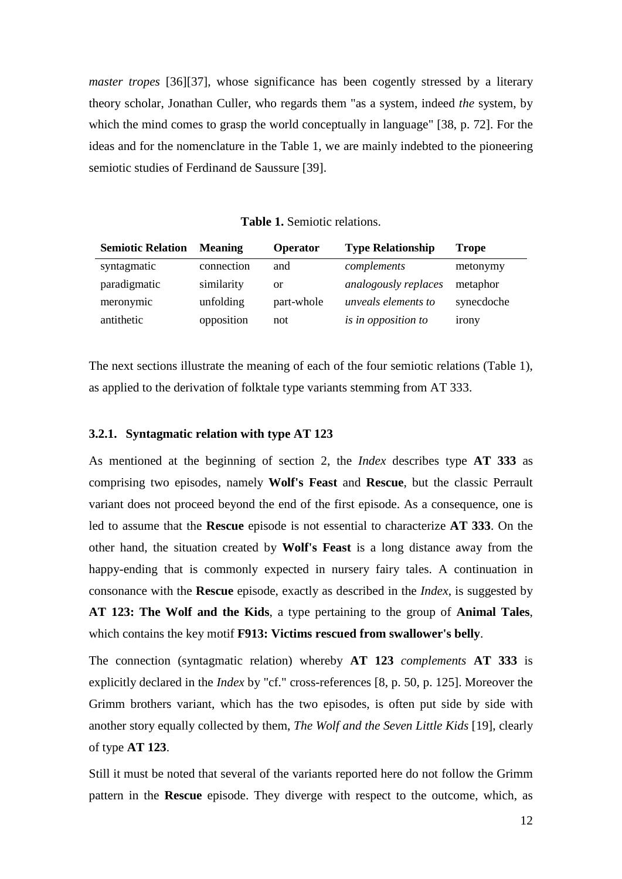*master tropes* [36][37], whose significance has been cogently stressed by a literary theory scholar, Jonathan Culler, who regards them "as a system, indeed *the* system, by which the mind comes to grasp the world conceptually in language" [38, p. 72]. For the ideas and for the nomenclature in the Table 1, we are mainly indebted to the pioneering semiotic studies of Ferdinand de Saussure [39].

**Table 1.** Semiotic relations.

| **Semiotic Relation** | **Meaning** | **Operator** | **Type Relationship** | **Trope** |
|---|---|---|---|---|
| syntagmatic | connection | and | *complements* | metonymy |
| paradigmatic | similarity | or | *analogously replaces* | metaphor |
| meronymic | unfolding | part-whole | *unveals elements to* | synecdoche |
| antithetic | opposition | not | *is in opposition to* | irony |

The next sections illustrate the meaning of each of the four semiotic relations (Table 1), as applied to the derivation of folktale type variants stemming from AT 333.

### 3.2.1. Syntagmatic relation with type AT 123

As mentioned at the beginning of section 2, the *Index* describes type **AT 333** as comprising two episodes, namely **Wolf's Feast** and **Rescue**, but the classic Perrault variant does not proceed beyond the end of the first episode. As a consequence, one is led to assume that the **Rescue** episode is not essential to characterize **AT 333**. On the other hand, the situation created by **Wolf's Feast** is a long distance away from the happy-ending that is commonly expected in nursery fairy tales. A continuation in consonance with the **Rescue** episode, exactly as described in the *Index*, is suggested by **AT 123: The Wolf and the Kids**, a type pertaining to the group of **Animal Tales**, which contains the key motif **F913: Victims rescued from swallower's belly**.

The connection (syntagmatic relation) whereby **AT 123** *complements* **AT 333** is explicitly declared in the *Index* by "cf." cross-references [8, p. 50, p. 125]. Moreover the Grimm brothers variant, which has the two episodes, is often put side by side with another story equally collected by them, *The Wolf and the Seven Little Kids* [19], clearly of type **AT 123**.

Still it must be noted that several of the variants reported here do not follow the Grimm pattern in the **Rescue** episode. They diverge with respect to the outcome, which, as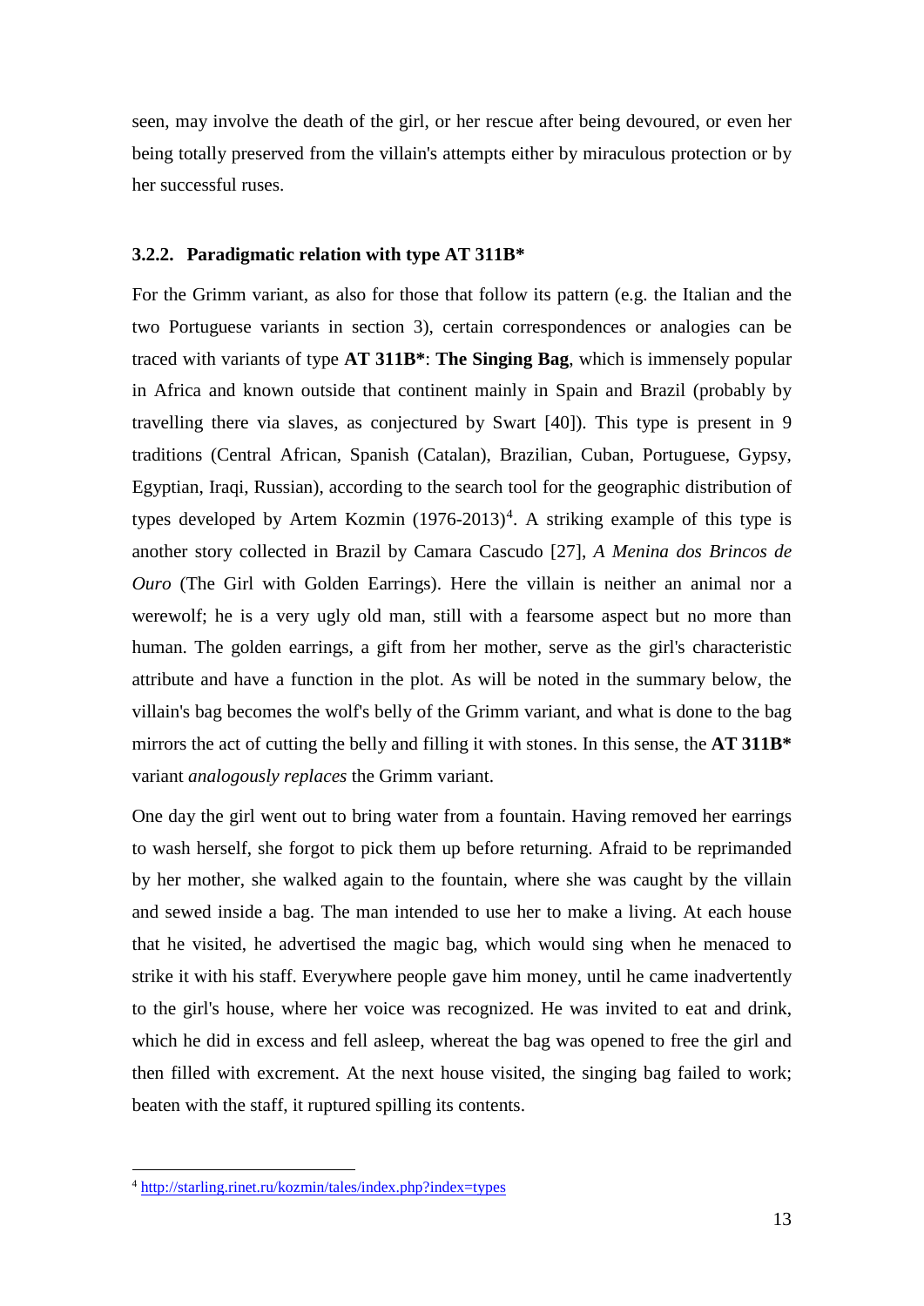seen, may involve the death of the girl, or her rescue after being devoured, or even her being totally preserved from the villain's attempts either by miraculous protection or by her successful ruses.

### 3.2.2. Paradigmatic relation with type AT 311B*

For the Grimm variant, as also for those that follow its pattern (e.g. the Italian and the two Portuguese variants in section 3), certain correspondences or analogies can be traced with variants of type **AT 311B***: **The Singing Bag**, which is immensely popular in Africa and known outside that continent mainly in Spain and Brazil (probably by travelling there via slaves, as conjectured by Swart [40]). This type is present in 9 traditions (Central African, Spanish (Catalan), Brazilian, Cuban, Portuguese, Gypsy, Egyptian, Iraqi, Russian), according to the search tool for the geographic distribution of types developed by Artem Kozmin (1976-2013)[4]. A striking example of this type is another story collected in Brazil by Camara Cascudo [27], *A Menina dos Brincos de Ouro* (The Girl with Golden Earrings). Here the villain is neither an animal nor a werewolf; he is a very ugly old man, still with a fearsome aspect but no more than human. The golden earrings, a gift from her mother, serve as the girl's characteristic attribute and have a function in the plot. As will be noted in the summary below, the villain's bag becomes the wolf's belly of the Grimm variant, and what is done to the bag mirrors the act of cutting the belly and filling it with stones. In this sense, the **AT 311B*** variant *analogously replaces* the Grimm variant.

One day the girl went out to bring water from a fountain. Having removed her earrings to wash herself, she forgot to pick them up before returning. Afraid to be reprimanded by her mother, she walked again to the fountain, where she was caught by the villain and sewed inside a bag. The man intended to use her to make a living. At each house that he visited, he advertised the magic bag, which would sing when he menaced to strike it with his staff. Everywhere people gave him money, until he came inadvertently to the girl's house, where her voice was recognized. He was invited to eat and drink, which he did in excess and fell asleep, whereat the bag was opened to free the girl and then filled with excrement. At the next house visited, the singing bag failed to work; beaten with the staff, it ruptured spilling its contents.

---

[4] http://starling.rinet.ru/kozmin/tales/index.php?index=types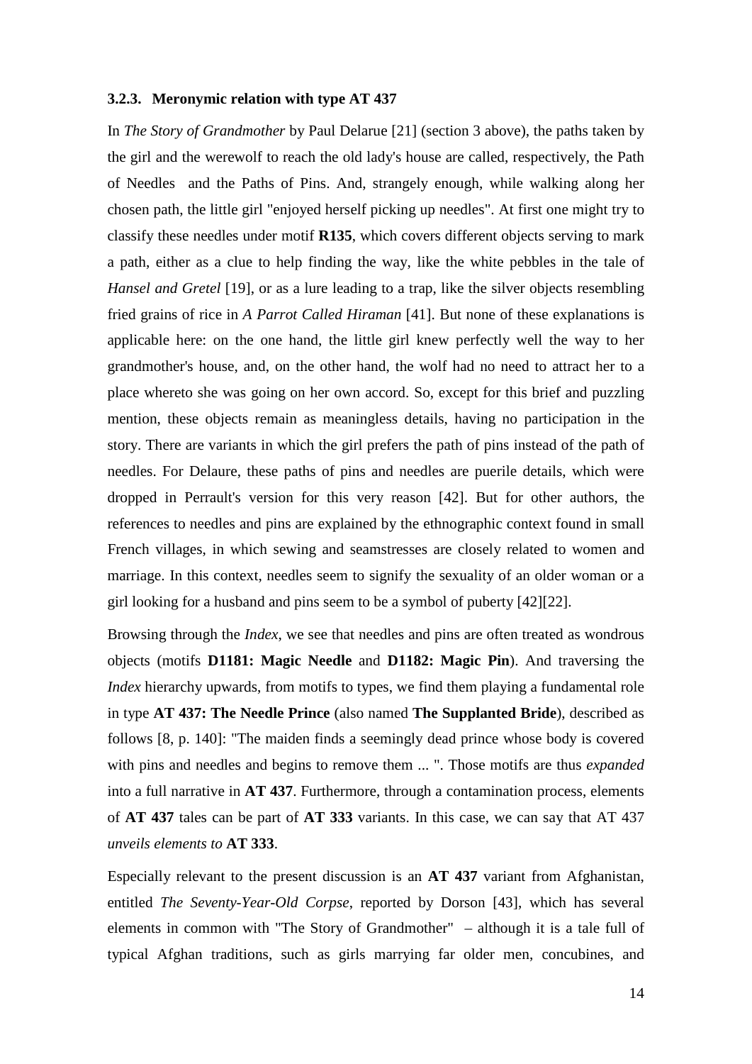### 3.2.3. Meronymic relation with type AT 437

In *The Story of Grandmother* by Paul Delarue [21] (section 3 above), the paths taken by the girl and the werewolf to reach the old lady's house are called, respectively, the Path of Needles and the Paths of Pins. And, strangely enough, while walking along her chosen path, the little girl "enjoyed herself picking up needles". At first one might try to classify these needles under motif **R135**, which covers different objects serving to mark a path, either as a clue to help finding the way, like the white pebbles in the tale of *Hansel and Gretel* [19], or as a lure leading to a trap, like the silver objects resembling fried grains of rice in *A Parrot Called Hiraman* [41]. But none of these explanations is applicable here: on the one hand, the little girl knew perfectly well the way to her grandmother's house, and, on the other hand, the wolf had no need to attract her to a place whereto she was going on her own accord. So, except for this brief and puzzling mention, these objects remain as meaningless details, having no participation in the story. There are variants in which the girl prefers the path of pins instead of the path of needles. For Delaure, these paths of pins and needles are puerile details, which were dropped in Perrault's version for this very reason [42]. But for other authors, the references to needles and pins are explained by the ethnographic context found in small French villages, in which sewing and seamstresses are closely related to women and marriage. In this context, needles seem to signify the sexuality of an older woman or a girl looking for a husband and pins seem to be a symbol of puberty [42][22].

Browsing through the *Index*, we see that needles and pins are often treated as wondrous objects (motifs **D1181: Magic Needle** and **D1182: Magic Pin**). And traversing the *Index* hierarchy upwards, from motifs to types, we find them playing a fundamental role in type **AT 437: The Needle Prince** (also named **The Supplanted Bride**), described as follows [8, p. 140]: "The maiden finds a seemingly dead prince whose body is covered with pins and needles and begins to remove them ... ". Those motifs are thus *expanded* into a full narrative in **AT 437**. Furthermore, through a contamination process, elements of **AT 437** tales can be part of **AT 333** variants. In this case, we can say that AT 437 *unveils elements to* **AT 333**.

Especially relevant to the present discussion is an **AT 437** variant from Afghanistan, entitled *The Seventy-Year-Old Corpse*, reported by Dorson [43], which has several elements in common with "The Story of Grandmother" – although it is a tale full of typical Afghan traditions, such as girls marrying far older men, concubines, and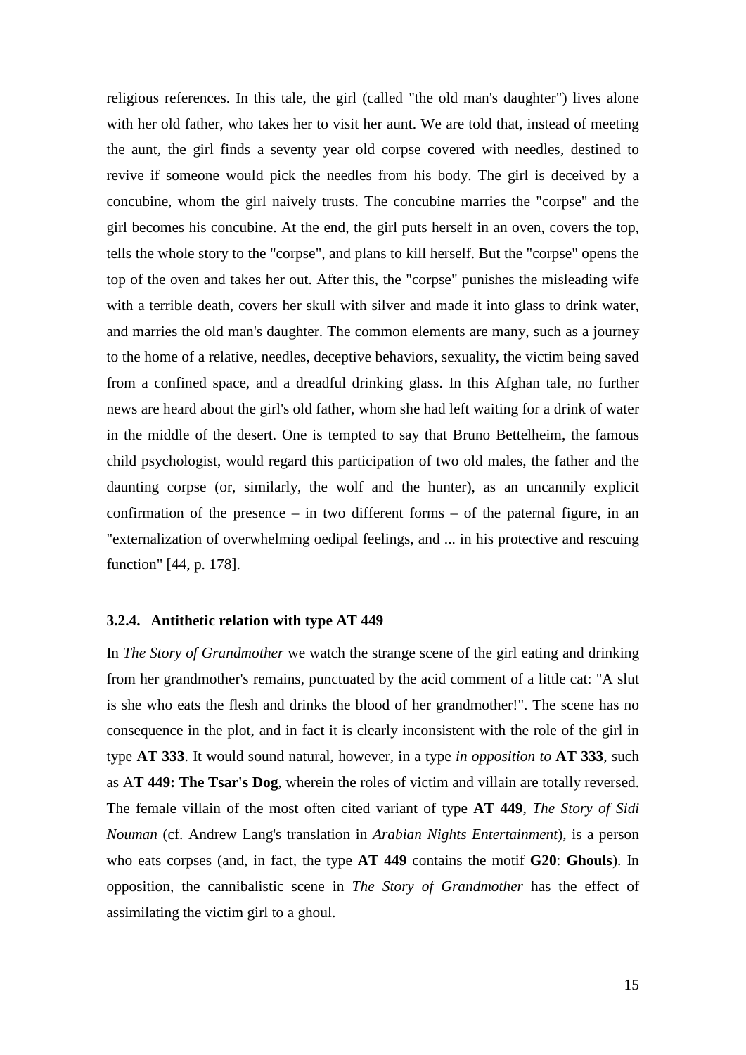religious references. In this tale, the girl (called "the old man's daughter") lives alone with her old father, who takes her to visit her aunt. We are told that, instead of meeting the aunt, the girl finds a seventy year old corpse covered with needles, destined to revive if someone would pick the needles from his body. The girl is deceived by a concubine, whom the girl naively trusts. The concubine marries the "corpse" and the girl becomes his concubine. At the end, the girl puts herself in an oven, covers the top, tells the whole story to the "corpse", and plans to kill herself. But the "corpse" opens the top of the oven and takes her out. After this, the "corpse" punishes the misleading wife with a terrible death, covers her skull with silver and made it into glass to drink water, and marries the old man's daughter. The common elements are many, such as a journey to the home of a relative, needles, deceptive behaviors, sexuality, the victim being saved from a confined space, and a dreadful drinking glass. In this Afghan tale, no further news are heard about the girl's old father, whom she had left waiting for a drink of water in the middle of the desert. One is tempted to say that Bruno Bettelheim, the famous child psychologist, would regard this participation of two old males, the father and the daunting corpse (or, similarly, the wolf and the hunter), as an uncannily explicit confirmation of the presence – in two different forms – of the paternal figure, in an "externalization of overwhelming oedipal feelings, and ... in his protective and rescuing function" [44, p. 178].

### 3.2.4. Antithetic relation with type AT 449

In *The Story of Grandmother* we watch the strange scene of the girl eating and drinking from her grandmother's remains, punctuated by the acid comment of a little cat: "A slut is she who eats the flesh and drinks the blood of her grandmother!". The scene has no consequence in the plot, and in fact it is clearly inconsistent with the role of the girl in type **AT 333**. It would sound natural, however, in a type *in opposition to* **AT 333**, such as A**T 449: The Tsar's Dog**, wherein the roles of victim and villain are totally reversed. The female villain of the most often cited variant of type **AT 449**, *The Story of Sidi Nouman* (cf. Andrew Lang's translation in *Arabian Nights Entertainment*), is a person who eats corpses (and, in fact, the type **AT 449** contains the motif **G20**: **Ghouls**). In opposition, the cannibalistic scene in *The Story of Grandmother* has the effect of assimilating the victim girl to a ghoul.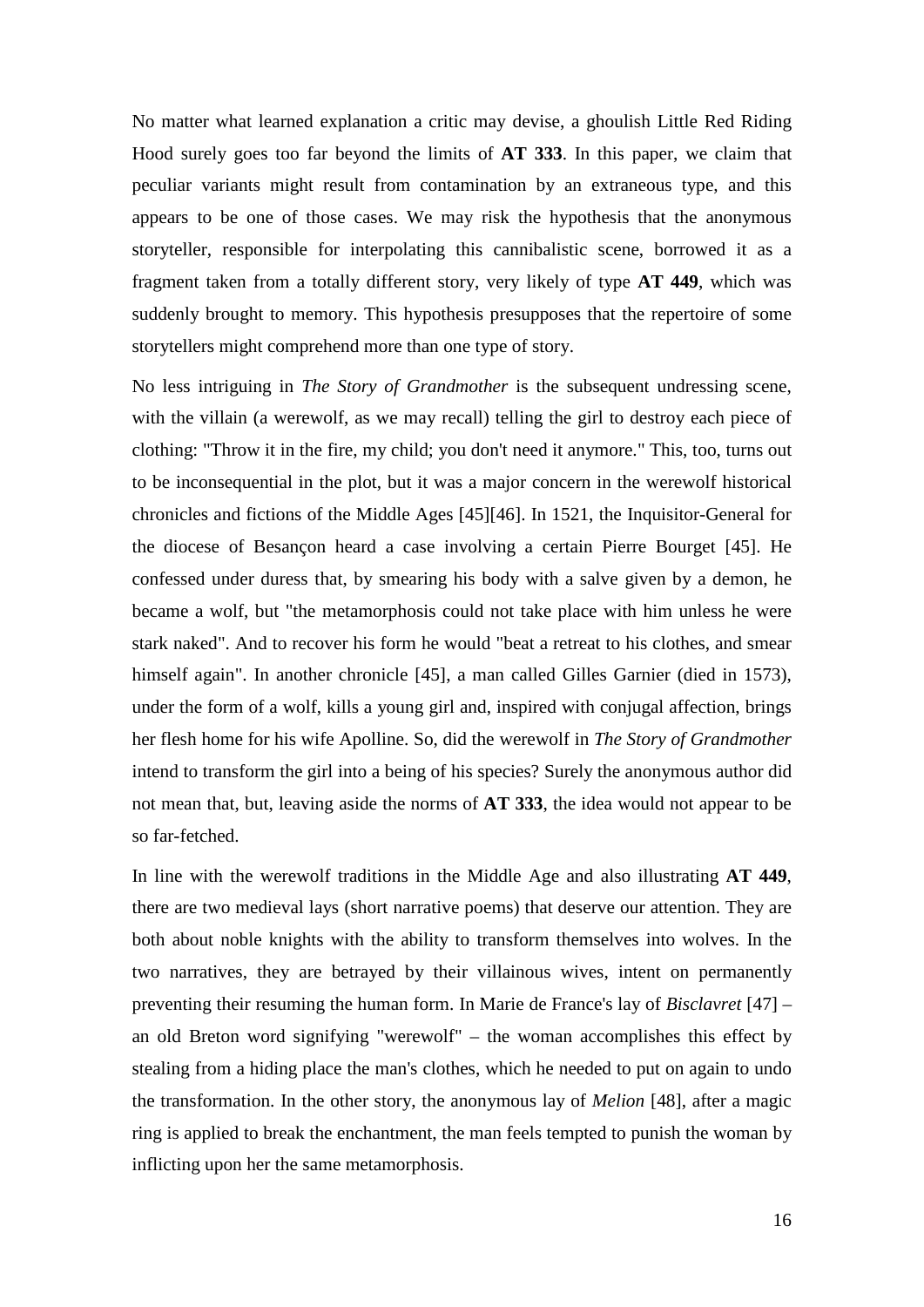No matter what learned explanation a critic may devise, a ghoulish Little Red Riding Hood surely goes too far beyond the limits of **AT 333**. In this paper, we claim that peculiar variants might result from contamination by an extraneous type, and this appears to be one of those cases. We may risk the hypothesis that the anonymous storyteller, responsible for interpolating this cannibalistic scene, borrowed it as a fragment taken from a totally different story, very likely of type **AT 449**, which was suddenly brought to memory. This hypothesis presupposes that the repertoire of some storytellers might comprehend more than one type of story.

No less intriguing in *The Story of Grandmother* is the subsequent undressing scene, with the villain (a werewolf, as we may recall) telling the girl to destroy each piece of clothing: "Throw it in the fire, my child; you don't need it anymore." This, too, turns out to be inconsequential in the plot, but it was a major concern in the werewolf historical chronicles and fictions of the Middle Ages [45][46]. In 1521, the Inquisitor-General for the diocese of Besançon heard a case involving a certain Pierre Bourget [45]. He confessed under duress that, by smearing his body with a salve given by a demon, he became a wolf, but "the metamorphosis could not take place with him unless he were stark naked". And to recover his form he would "beat a retreat to his clothes, and smear himself again". In another chronicle [45], a man called Gilles Garnier (died in 1573), under the form of a wolf, kills a young girl and, inspired with conjugal affection, brings her flesh home for his wife Apolline. So, did the werewolf in *The Story of Grandmother* intend to transform the girl into a being of his species? Surely the anonymous author did not mean that, but, leaving aside the norms of **AT 333**, the idea would not appear to be so far-fetched.

In line with the werewolf traditions in the Middle Age and also illustrating **AT 449**, there are two medieval lays (short narrative poems) that deserve our attention. They are both about noble knights with the ability to transform themselves into wolves. In the two narratives, they are betrayed by their villainous wives, intent on permanently preventing their resuming the human form. In Marie de France's lay of *Bisclavret* [47] – an old Breton word signifying "werewolf" – the woman accomplishes this effect by stealing from a hiding place the man's clothes, which he needed to put on again to undo the transformation. In the other story, the anonymous lay of *Melion* [48], after a magic ring is applied to break the enchantment, the man feels tempted to punish the woman by inflicting upon her the same metamorphosis.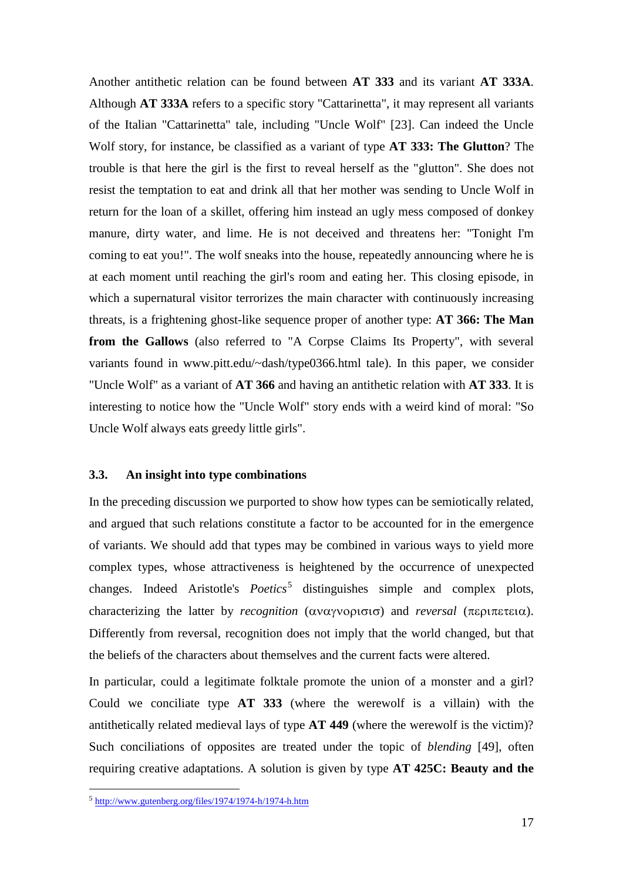Another antithetic relation can be found between **AT 333** and its variant **AT 333A**. Although **AT 333A** refers to a specific story "Cattarinetta", it may represent all variants of the Italian "Cattarinetta" tale, including "Uncle Wolf" [23]. Can indeed the Uncle Wolf story, for instance, be classified as a variant of type **AT 333: The Glutton**? The trouble is that here the girl is the first to reveal herself as the "glutton". She does not resist the temptation to eat and drink all that her mother was sending to Uncle Wolf in return for the loan of a skillet, offering him instead an ugly mess composed of donkey manure, dirty water, and lime. He is not deceived and threatens her: "Tonight I'm coming to eat you!". The wolf sneaks into the house, repeatedly announcing where he is at each moment until reaching the girl's room and eating her. This closing episode, in which a supernatural visitor terrorizes the main character with continuously increasing threats, is a frightening ghost-like sequence proper of another type: **AT 366: The Man from the Gallows** (also referred to "A Corpse Claims Its Property", with several variants found in www.pitt.edu/~dash/type0366.html tale). In this paper, we consider "Uncle Wolf" as a variant of **AT 366** and having an antithetic relation with **AT 333**. It is interesting to notice how the "Uncle Wolf" story ends with a weird kind of moral: "So Uncle Wolf always eats greedy little girls".

### 3.3. An insight into type combinations

In the preceding discussion we purported to show how types can be semiotically related, and argued that such relations constitute a factor to be accounted for in the emergence of variants. We should add that types may be combined in various ways to yield more complex types, whose attractiveness is heightened by the occurrence of unexpected changes. Indeed Aristotle's *Poetics*[5] distinguishes simple and complex plots, characterizing the latter by *recognition* (αναγνοριισ) and *reversal* (περιπετεια). Differently from reversal, recognition does not imply that the world changed, but that the beliefs of the characters about themselves and the current facts were altered.

In particular, could a legitimate folktale promote the union of a monster and a girl? Could we conciliate type **AT 333** (where the werewolf is a villain) with the antithetically related medieval lays of type **AT 449** (where the werewolf is the victim)? Such conciliations of opposites are treated under the topic of *blending* [49], often requiring creative adaptations. A solution is given by type **AT 425C: Beauty and the**

[5] http://www.gutenberg.org/files/1974/1974-h/1974-h.htm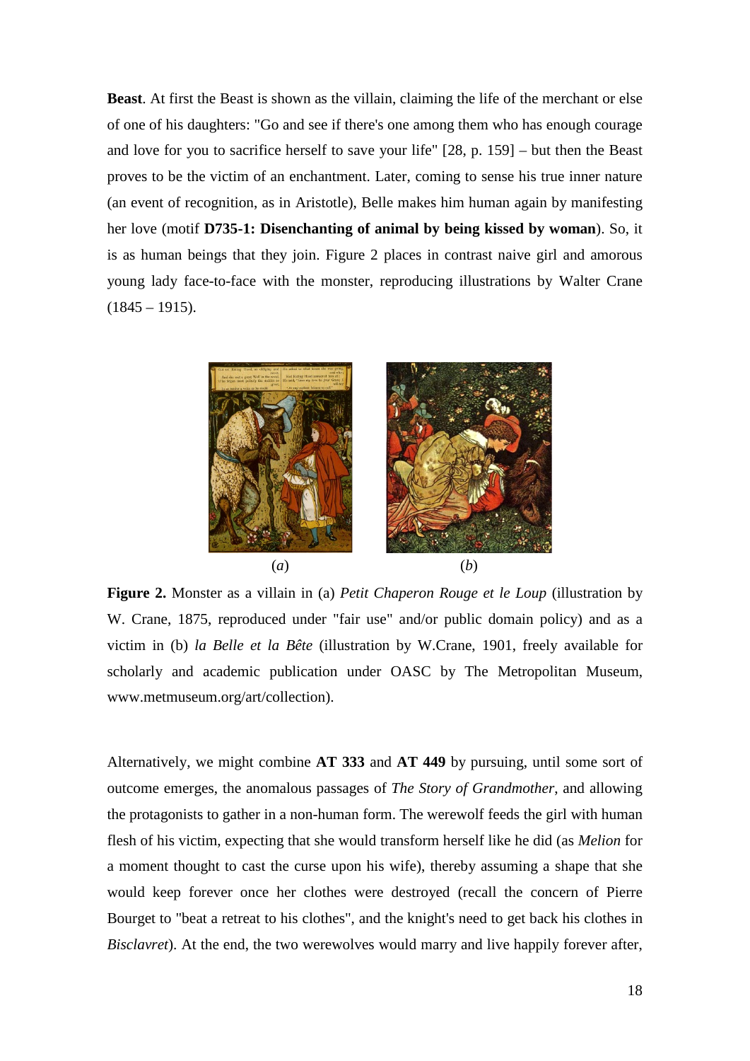**Beast**. At first the Beast is shown as the villain, claiming the life of the merchant or else of one of his daughters: "Go and see if there's one among them who has enough courage and love for you to sacrifice herself to save your life" [28, p. 159] – but then the Beast proves to be the victim of an enchantment. Later, coming to sense his true inner nature (an event of recognition, as in Aristotle), Belle makes him human again by manifesting her love (motif **D735-1: Disenchanting of animal by being kissed by woman**). So, it is as human beings that they join. Figure 2 places in contrast naive girl and amorous young lady face-to-face with the monster, reproducing illustrations by Walter Crane (1845 – 1915).

(*a*) (*b*)

**Figure 2.** Monster as a villain in (a) *Petit Chaperon Rouge et le Loup* (illustration by W. Crane, 1875, reproduced under "fair use" and/or public domain policy) and as a victim in (b) *la Belle et la Bête* (illustration by W.Crane, 1901, freely available for scholarly and academic publication under OASC by The Metropolitan Museum, www.metmuseum.org/art/collection).

Alternatively, we might combine **AT 333** and **AT 449** by pursuing, until some sort of outcome emerges, the anomalous passages of *The Story of Grandmother*, and allowing the protagonists to gather in a non-human form. The werewolf feeds the girl with human flesh of his victim, expecting that she would transform herself like he did (as *Melion* for a moment thought to cast the curse upon his wife), thereby assuming a shape that she would keep forever once her clothes were destroyed (recall the concern of Pierre Bourget to "beat a retreat to his clothes", and the knight's need to get back his clothes in *Bisclavret*). At the end, the two werewolves would marry and live happily forever after,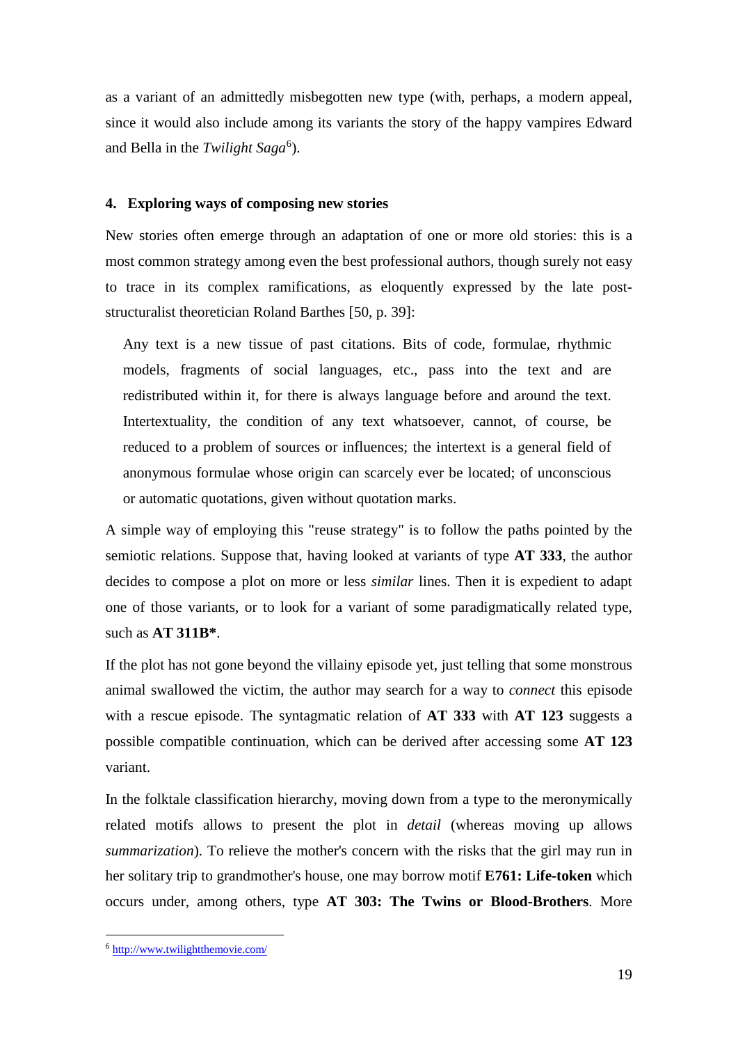as a variant of an admittedly misbegotten new type (with, perhaps, a modern appeal, since it would also include among its variants the story of the happy vampires Edward and Bella in the *Twilight Saga*[6]).

#### 4. Exploring ways of composing new stories

New stories often emerge through an adaptation of one or more old stories: this is a most common strategy among even the best professional authors, though surely not easy to trace in its complex ramifications, as eloquently expressed by the late post-structuralist theoretician Roland Barthes [50, p. 39]:

> Any text is a new tissue of past citations. Bits of code, formulae, rhythmic models, fragments of social languages, etc., pass into the text and are redistributed within it, for there is always language before and around the text. Intertextuality, the condition of any text whatsoever, cannot, of course, be reduced to a problem of sources or influences; the intertext is a general field of anonymous formulae whose origin can scarcely ever be located; of unconscious or automatic quotations, given without quotation marks.

A simple way of employing this "reuse strategy" is to follow the paths pointed by the semiotic relations. Suppose that, having looked at variants of type **AT 333**, the author decides to compose a plot on more or less *similar* lines. Then it is expedient to adapt one of those variants, or to look for a variant of some paradigmatically related type, such as **AT 311B***.

If the plot has not gone beyond the villainy episode yet, just telling that some monstrous animal swallowed the victim, the author may search for a way to *connect* this episode with a rescue episode. The syntagmatic relation of **AT 333** with **AT 123** suggests a possible compatible continuation, which can be derived after accessing some **AT 123** variant.

In the folktale classification hierarchy, moving down from a type to the meronymically related motifs allows to present the plot in *detail* (whereas moving up allows *summarization*). To relieve the mother's concern with the risks that the girl may run in her solitary trip to grandmother's house, one may borrow motif **E761: Life-token** which occurs under, among others, type **AT 303: The Twins or Blood-Brothers**. More

[6] http://www.twilightthemovie.com/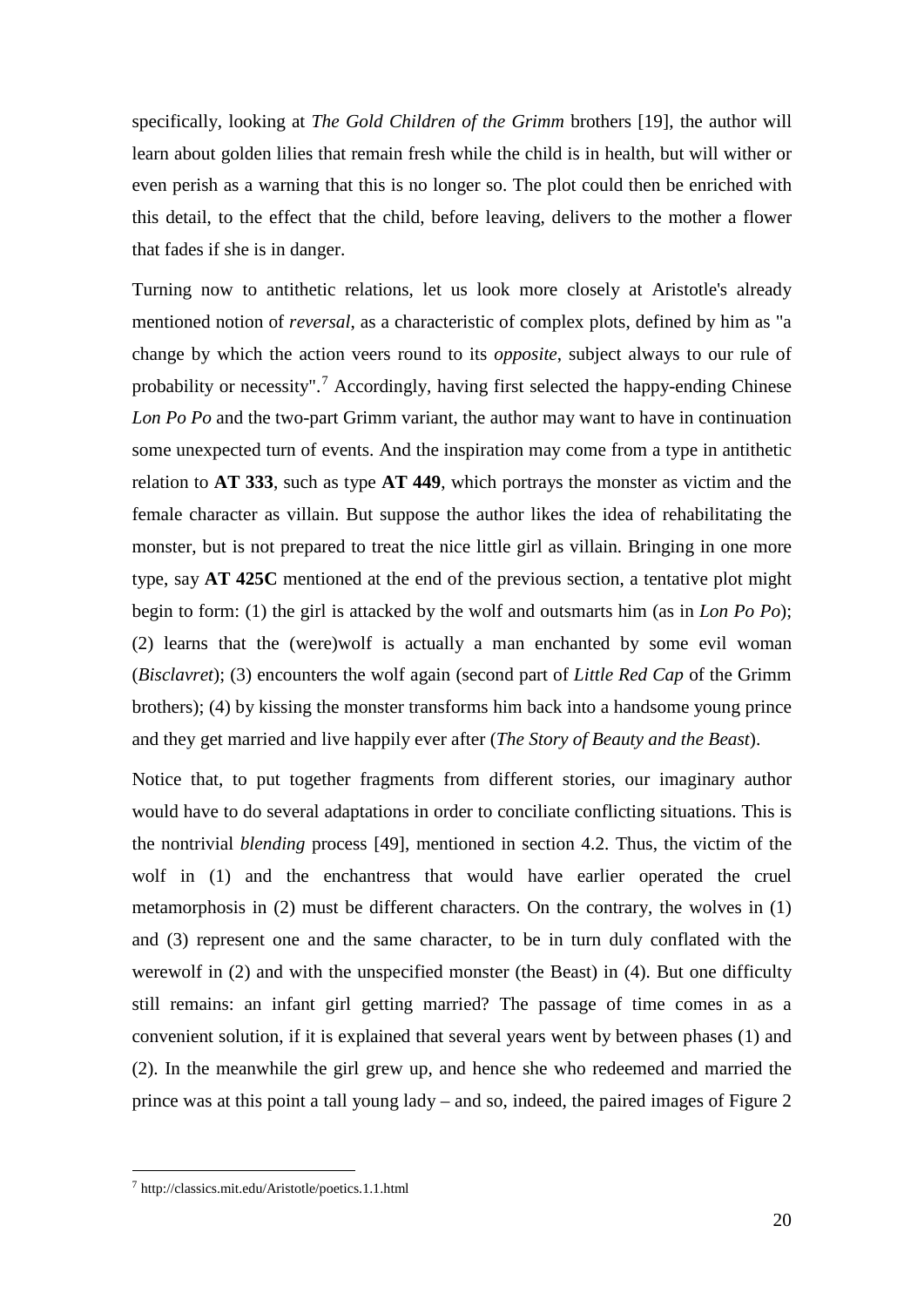specifically, looking at *The Gold Children of the Grimm* brothers [19], the author will learn about golden lilies that remain fresh while the child is in health, but will wither or even perish as a warning that this is no longer so. The plot could then be enriched with this detail, to the effect that the child, before leaving, delivers to the mother a flower that fades if she is in danger.

Turning now to antithetic relations, let us look more closely at Aristotle's already mentioned notion of *reversal*, as a characteristic of complex plots, defined by him as "a change by which the action veers round to its *opposite*, subject always to our rule of probability or necessity".[7] Accordingly, having first selected the happy-ending Chinese *Lon Po Po* and the two-part Grimm variant, the author may want to have in continuation some unexpected turn of events. And the inspiration may come from a type in antithetic relation to **AT 333**, such as type **AT 449**, which portrays the monster as victim and the female character as villain. But suppose the author likes the idea of rehabilitating the monster, but is not prepared to treat the nice little girl as villain. Bringing in one more type, say **AT 425C** mentioned at the end of the previous section, a tentative plot might begin to form: (1) the girl is attacked by the wolf and outsmarts him (as in *Lon Po Po*); (2) learns that the (were)wolf is actually a man enchanted by some evil woman (*Bisclavret*); (3) encounters the wolf again (second part of *Little Red Cap* of the Grimm brothers); (4) by kissing the monster transforms him back into a handsome young prince and they get married and live happily ever after (*The Story of Beauty and the Beast*).

Notice that, to put together fragments from different stories, our imaginary author would have to do several adaptations in order to conciliate conflicting situations. This is the nontrivial *blending* process [49], mentioned in section 4.2. Thus, the victim of the wolf in (1) and the enchantress that would have earlier operated the cruel metamorphosis in (2) must be different characters. On the contrary, the wolves in (1) and (3) represent one and the same character, to be in turn duly conflated with the werewolf in (2) and with the unspecified monster (the Beast) in (4). But one difficulty still remains: an infant girl getting married? The passage of time comes in as a convenient solution, if it is explained that several years went by between phases (1) and (2). In the meanwhile the girl grew up, and hence she who redeemed and married the prince was at this point a tall young lady – and so, indeed, the paired images of Figure 2

[7] http://classics.mit.edu/Aristotle/poetics.1.1.html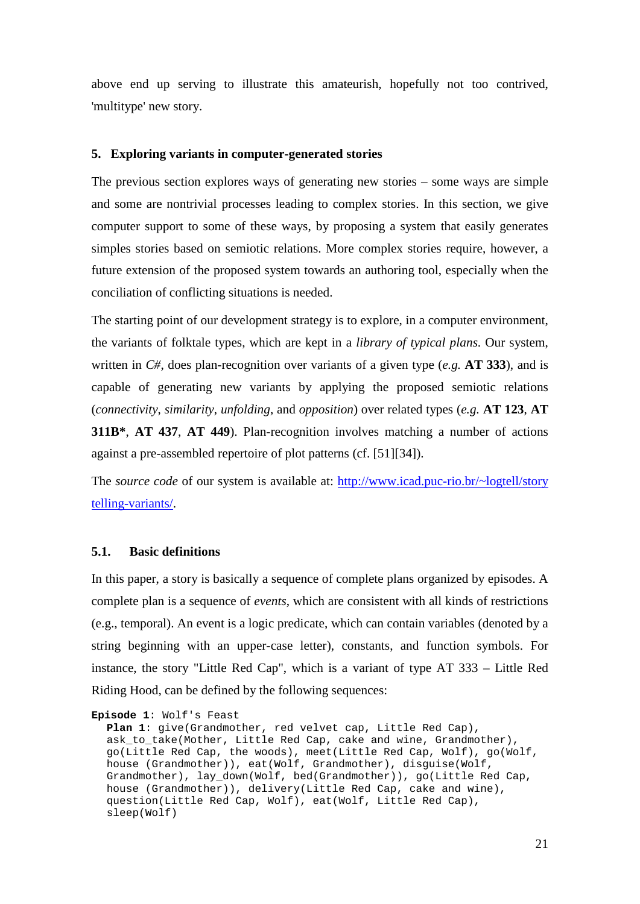above end up serving to illustrate this amateurish, hopefully not too contrived, 'multitype' new story.

## 5. Exploring variants in computer-generated stories

The previous section explores ways of generating new stories – some ways are simple and some are nontrivial processes leading to complex stories. In this section, we give computer support to some of these ways, by proposing a system that easily generates simples stories based on semiotic relations. More complex stories require, however, a future extension of the proposed system towards an authoring tool, especially when the conciliation of conflicting situations is needed.

The starting point of our development strategy is to explore, in a computer environment, the variants of folktale types, which are kept in a *library of typical plans*. Our system, written in *C#*, does plan-recognition over variants of a given type (*e.g.* **AT 333**), and is capable of generating new variants by applying the proposed semiotic relations (*connectivity*, *similarity*, *unfolding*, and *opposition*) over related types (*e.g.* **AT 123**, **AT 311B***, **AT 437**, **AT 449**). Plan-recognition involves matching a number of actions against a pre-assembled repertoire of plot patterns (cf. [51][34]).

The *source code* of our system is available at: http://www.icad.puc-rio.br/~logtell/storytelling-variants/.

### 5.1. Basic definitions

In this paper, a story is basically a sequence of complete plans organized by episodes. A complete plan is a sequence of *events*, which are consistent with all kinds of restrictions (e.g., temporal). An event is a logic predicate, which can contain variables (denoted by a string beginning with an upper-case letter), constants, and function symbols. For instance, the story "Little Red Cap", which is a variant of type AT 333 – Little Red Riding Hood, can be defined by the following sequences:

```
Episode 1: Wolf's Feast
  Plan 1: give(Grandmother, red velvet cap, Little Red Cap),
  ask_to_take(Mother, Little Red Cap, cake and wine, Grandmother),
  go(Little Red Cap, the woods), meet(Little Red Cap, Wolf), go(Wolf,
  house (Grandmother)), eat(Wolf, Grandmother), disguise(Wolf,
  Grandmother), lay_down(Wolf, bed(Grandmother)), go(Little Red Cap,
  house (Grandmother)), delivery(Little Red Cap, cake and wine),
  question(Little Red Cap, Wolf), eat(Wolf, Little Red Cap),
  sleep(Wolf)
```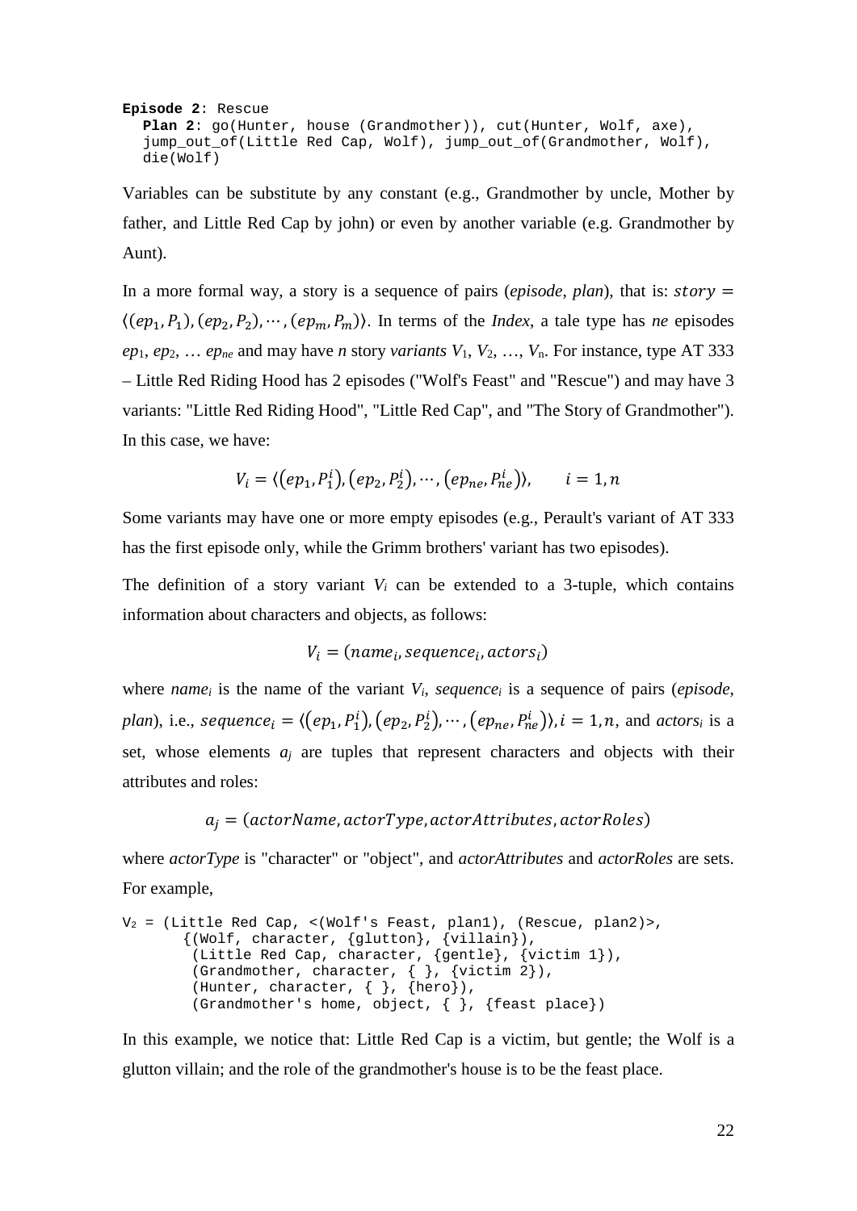```
Episode 2: Rescue
  Plan 2: go(Hunter, house (Grandmother)), cut(Hunter, Wolf, axe),
  jump_out_of(Little Red Cap, Wolf), jump_out_of(Grandmother, Wolf),
  die(Wolf)
```

Variables can be substitute by any constant (e.g., Grandmother by uncle, Mother by father, and Little Red Cap by john) or even by another variable (e.g. Grandmother by Aunt).

In a more formal way, a story is a sequence of pairs (*episode*, *plan*), that is: $story = \langle(ep_1, P_1), (ep_2, P_2), \cdots, (ep_m, P_m)\rangle$. In terms of the *Index*, a tale type has *ne* episodes $ep_1$, $ep_2$, … $ep_{ne}$ and may have *n* story *variants* $V_1$, $V_2$, …, $V_n$. For instance, type AT 333 – Little Red Riding Hood has 2 episodes ("Wolf's Feast" and "Rescue") and may have 3 variants: "Little Red Riding Hood", "Little Red Cap", and "The Story of Grandmother"). In this case, we have:

$$V_i = \langle(ep_1, P_1^i), (ep_2, P_2^i), \cdots, (ep_{ne}, P_{ne}^i)\rangle, \qquad i = 1, n$$

Some variants may have one or more empty episodes (e.g., Perault's variant of AT 333 has the first episode only, while the Grimm brothers' variant has two episodes).

The definition of a story variant $V_i$ can be extended to a 3-tuple, which contains information about characters and objects, as follows:

$$V_i = (name_i, sequence_i, actors_i)$$

where $name_i$ is the name of the variant $V_i$, $sequence_i$ is a sequence of pairs (*episode*, *plan*), i.e., $sequence_i = \langle(ep_1, P_1^i), (ep_2, P_2^i), \cdots, (ep_{ne}, P_{ne}^i)\rangle, i = 1, n$, and $actors_i$ is a set, whose elements $a_j$ are tuples that represent characters and objects with their attributes and roles:

$$a_j = (actorName, actorType, actorAttributes, actorRoles)$$

where *actorType* is "character" or "object", and *actorAttributes* and *actorRoles* are sets. For example,

```
V2 = (Little Red Cap, <(Wolf's Feast, plan1), (Rescue, plan2)>,
       {(Wolf, character, {glutton}, {villain}),
        (Little Red Cap, character, {gentle}, {victim 1}),
        (Grandmother, character, { }, {victim 2}),
        (Hunter, character, { }, {hero}),
        (Grandmother's home, object, { }, {feast place})
```

In this example, we notice that: Little Red Cap is a victim, but gentle; the Wolf is a glutton villain; and the role of the grandmother's house is to be the feast place.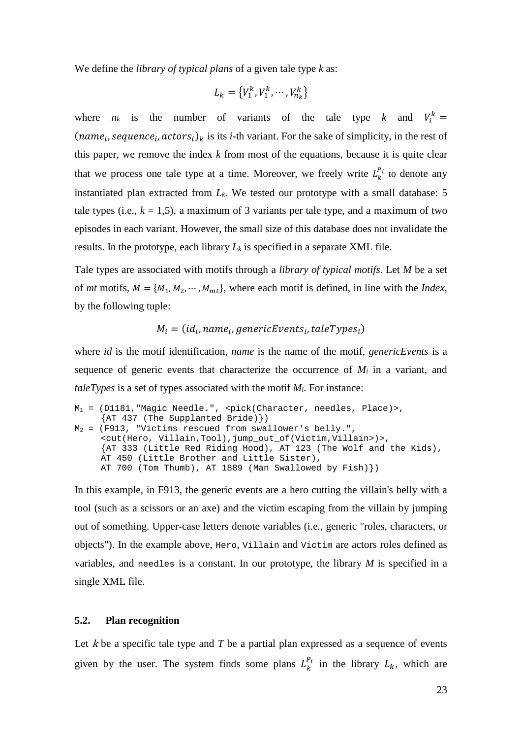We define the *library of typical plans* of a given tale type *k* as:

$$L_k = \{V_1^k, V_1^k, \cdots, V_{n_k}^k\}$$

where $n_k$ is the number of variants of the tale type *k* and $V_i^k = (name_i, sequence_i, actors_i)_k$ is its *i*-th variant. For the sake of simplicity, in the rest of this paper, we remove the index *k* from most of the equations, because it is quite clear that we process one tale type at a time. Moreover, we freely write $L_k^{P_i}$ to denote any instantiated plan extracted from $L_k$. We tested our prototype with a small database: 5 tale types (i.e., $k$ = 1,5), a maximum of 3 variants per tale type, and a maximum of two episodes in each variant. However, the small size of this database does not invalidate the results. In the prototype, each library $L_k$ is specified in a separate XML file.

Tale types are associated with motifs through a *library of typical motifs*. Let *M* be a set of *mt* motifs, $M = \{M_1, M_2, \cdots, M_{mt}\}$, where each motif is defined, in line with the *Index*, by the following tuple:

$$M_i = (id_i, name_i, genericEvents_i, taleTypes_i)$$

where *id* is the motif identification, *name* is the name of the motif, *genericEvents* is a sequence of generic events that characterize the occurrence of $M_i$ in a variant, and *taleTypes* is a set of types associated with the motif $M_i$. For instance:

```
M1 = (D1181,"Magic Needle.", <pick(Character, needles, Place)>,
     {AT 437 (The Supplanted Bride)})
M2 = (F913, "Victims rescued from swallower's belly.",
     <cut(Hero, Villain,Tool),jump_out_of(Victim,Villain>)>,
     {AT 333 (Little Red Riding Hood), AT 123 (The Wolf and the Kids),
     AT 450 (Little Brother and Little Sister),
     AT 700 (Tom Thumb), AT 1889 (Man Swallowed by Fish)})
```

In this example, in F913, the generic events are a hero cutting the villain's belly with a tool (such as a scissors or an axe) and the victim escaping from the villain by jumping out of something. Upper-case letters denote variables (i.e., generic "roles, characters, or objects"). In the example above, `Hero`, `Villain` and `Victim` are actors roles defined as variables, and `needles` is a constant. In our prototype, the library *M* is specified in a single XML file.

### 5.2. Plan recognition

Let *k* be a specific tale type and *T* be a partial plan expressed as a sequence of events given by the user. The system finds some plans $L_k^{P_i}$ in the library $L_k$, which are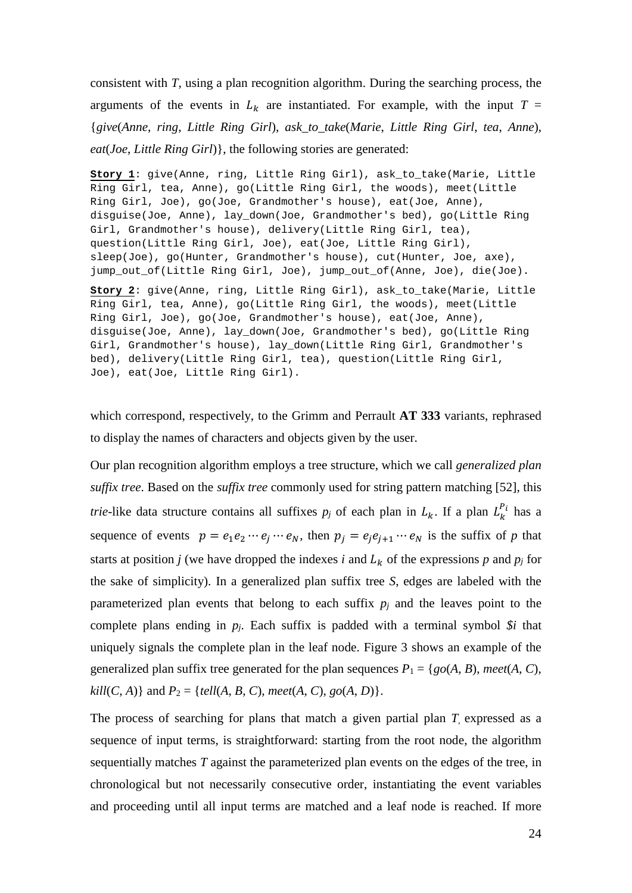consistent with *T*, using a plan recognition algorithm. During the searching process, the arguments of the events in $L_k$ are instantiated. For example, with the input *T* = {*give*(*Anne*, *ring*, *Little Ring Girl*), *ask_to_take*(*Marie*, *Little Ring Girl*, *tea*, *Anne*), *eat*(*Joe*, *Little Ring Girl*)}, the following stories are generated:

```
Story 1: give(Anne, ring, Little Ring Girl), ask_to_take(Marie, Little
Ring Girl, tea, Anne), go(Little Ring Girl, the woods), meet(Little
Ring Girl, Joe), go(Joe, Grandmother's house), eat(Joe, Anne),
disguise(Joe, Anne), lay_down(Joe, Grandmother's bed), go(Little Ring
Girl, Grandmother's house), delivery(Little Ring Girl, tea),
question(Little Ring Girl, Joe), eat(Joe, Little Ring Girl),
sleep(Joe), go(Hunter, Grandmother's house), cut(Hunter, Joe, axe),
jump_out_of(Little Ring Girl, Joe), jump_out_of(Anne, Joe), die(Joe).
```

```
Story 2: give(Anne, ring, Little Ring Girl), ask_to_take(Marie, Little
Ring Girl, tea, Anne), go(Little Ring Girl, the woods), meet(Little
Ring Girl, Joe), go(Joe, Grandmother's house), eat(Joe, Anne),
disguise(Joe, Anne), lay_down(Joe, Grandmother's bed), go(Little Ring
Girl, Grandmother's house), lay_down(Little Ring Girl, Grandmother's
bed), delivery(Little Ring Girl, tea), question(Little Ring Girl,
Joe), eat(Joe, Little Ring Girl).
```

which correspond, respectively, to the Grimm and Perrault **AT 333** variants, rephrased to display the names of characters and objects given by the user.

Our plan recognition algorithm employs a tree structure, which we call *generalized plan suffix tree*. Based on the *suffix tree* commonly used for string pattern matching [52], this *trie*-like data structure contains all suffixes $p_j$ of each plan in $L_k$. If a plan $L_k^{P_i}$ has a sequence of events $p = e_1 e_2 \cdots e_j \cdots e_N$, then $p_j = e_j e_{j+1} \cdots e_N$ is the suffix of *p* that starts at position *j* (we have dropped the indexes *i* and $L_k$ of the expressions *p* and $p_j$ for the sake of simplicity). In a generalized plan suffix tree *S*, edges are labeled with the parameterized plan events that belong to each suffix $p_j$ and the leaves point to the complete plans ending in $p_j$. Each suffix is padded with a terminal symbol *$i* that uniquely signals the complete plan in the leaf node. Figure 3 shows an example of the generalized plan suffix tree generated for the plan sequences $P_1$ = {*go*(*A*, *B*), *meet*(*A*, *C*), *kill*(*C*, *A*)} and $P_2$ = {*tell*(*A*, *B*, *C*), *meet*(*A*, *C*), *go*(*A*, *D*)}.

The process of searching for plans that match a given partial plan *T*, expressed as a sequence of input terms, is straightforward: starting from the root node, the algorithm sequentially matches *T* against the parameterized plan events on the edges of the tree, in chronological but not necessarily consecutive order, instantiating the event variables and proceeding until all input terms are matched and a leaf node is reached. If more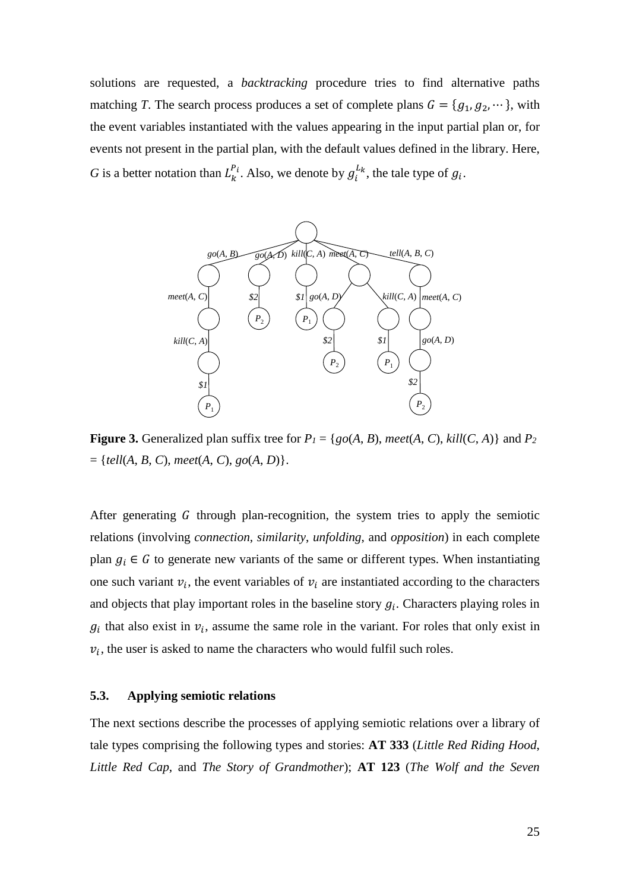solutions are requested, a *backtracking* procedure tries to find alternative paths matching *T*. The search process produces a set of complete plans $G = \{g_1, g_2, \cdots\}$, with the event variables instantiated with the values appearing in the input partial plan or, for events not present in the partial plan, with the default values defined in the library. Here, *G* is a better notation than $L_k^{P_i}$. Also, we denote by $g_i^{L_k}$, the tale type of $g_i$.

**Figure 3.** Generalized plan suffix tree for $P_1$ = {*go*(*A*, *B*), *meet*(*A*, *C*), *kill*(*C*, *A*)} and $P_2$ = {*tell*(*A*, *B*, *C*), *meet*(*A*, *C*), *go*(*A*, *D*)}.

After generating $G$ through plan-recognition, the system tries to apply the semiotic relations (involving *connection*, *similarity*, *unfolding*, and *opposition*) in each complete plan $g_i \in G$ to generate new variants of the same or different types. When instantiating one such variant $v_i$, the event variables of $v_i$ are instantiated according to the characters and objects that play important roles in the baseline story $g_i$. Characters playing roles in $g_i$ that also exist in $v_i$, assume the same role in the variant. For roles that only exist in $v_i$, the user is asked to name the characters who would fulfil such roles.

### 5.3. Applying semiotic relations

The next sections describe the processes of applying semiotic relations over a library of tale types comprising the following types and stories: **AT 333** (*Little Red Riding Hood*, *Little Red Cap*, and *The Story of Grandmother*); **AT 123** (*The Wolf and the Seven*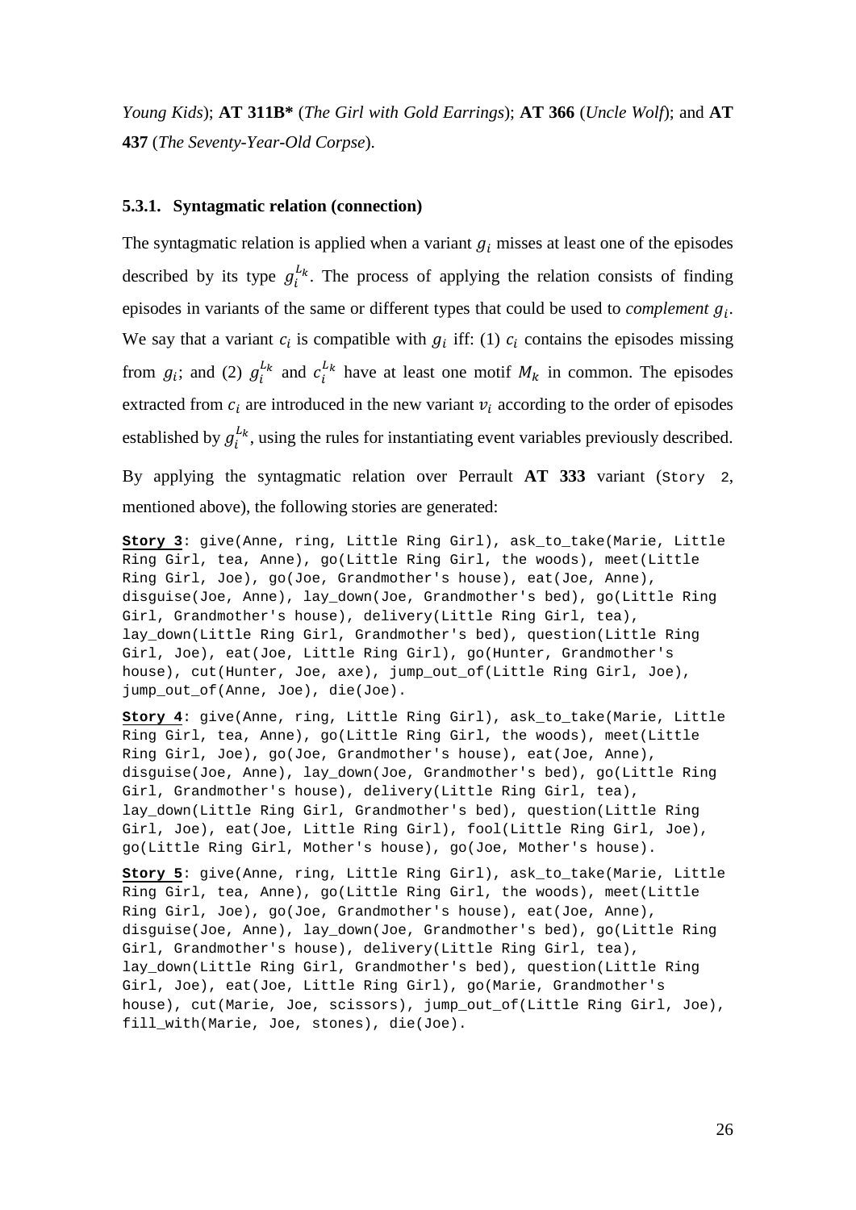*Young Kids*); **AT 311B*** (*The Girl with Gold Earrings*); **AT 366** (*Uncle Wolf*); and **AT 437** (*The Seventy-Year-Old Corpse*).

### 5.3.1. Syntagmatic relation (connection)

The syntagmatic relation is applied when a variant $g_i$ misses at least one of the episodes described by its type $g_i^{L_k}$. The process of applying the relation consists of finding episodes in variants of the same or different types that could be used to *complement* $g_i$. We say that a variant $c_i$ is compatible with $g_i$ iff: (1) $c_i$ contains the episodes missing from $g_i$; and (2) $g_i^{L_k}$ and $c_i^{L_k}$ have at least one motif $M_k$ in common. The episodes extracted from $c_i$ are introduced in the new variant $v_i$ according to the order of episodes established by $g_i^{L_k}$, using the rules for instantiating event variables previously described.

By applying the syntagmatic relation over Perrault **AT 333** variant (`Story 2`, mentioned above), the following stories are generated:

**Story 3**: give(Anne, ring, Little Ring Girl), ask_to_take(Marie, Little Ring Girl, tea, Anne), go(Little Ring Girl, the woods), meet(Little Ring Girl, Joe), go(Joe, Grandmother's house), eat(Joe, Anne), disguise(Joe, Anne), lay_down(Joe, Grandmother's bed), go(Little Ring Girl, Grandmother's house), delivery(Little Ring Girl, tea), lay_down(Little Ring Girl, Grandmother's bed), question(Little Ring Girl, Joe), eat(Joe, Little Ring Girl), go(Hunter, Grandmother's house), cut(Hunter, Joe, axe), jump_out_of(Little Ring Girl, Joe), jump_out_of(Anne, Joe), die(Joe).

**Story 4**: give(Anne, ring, Little Ring Girl), ask_to_take(Marie, Little Ring Girl, tea, Anne), go(Little Ring Girl, the woods), meet(Little Ring Girl, Joe), go(Joe, Grandmother's house), eat(Joe, Anne), disguise(Joe, Anne), lay_down(Joe, Grandmother's bed), go(Little Ring Girl, Grandmother's house), delivery(Little Ring Girl, tea), lay_down(Little Ring Girl, Grandmother's bed), question(Little Ring Girl, Joe), eat(Joe, Little Ring Girl), fool(Little Ring Girl, Joe), go(Little Ring Girl, Mother's house), go(Joe, Mother's house).

**Story 5**: give(Anne, ring, Little Ring Girl), ask_to_take(Marie, Little Ring Girl, tea, Anne), go(Little Ring Girl, the woods), meet(Little Ring Girl, Joe), go(Joe, Grandmother's house), eat(Joe, Anne), disguise(Joe, Anne), lay_down(Joe, Grandmother's bed), go(Little Ring Girl, Grandmother's house), delivery(Little Ring Girl, tea), lay_down(Little Ring Girl, Grandmother's bed), question(Little Ring Girl, Joe), eat(Joe, Little Ring Girl), go(Marie, Grandmother's house), cut(Marie, Joe, scissors), jump_out_of(Little Ring Girl, Joe), fill_with(Marie, Joe, stones), die(Joe).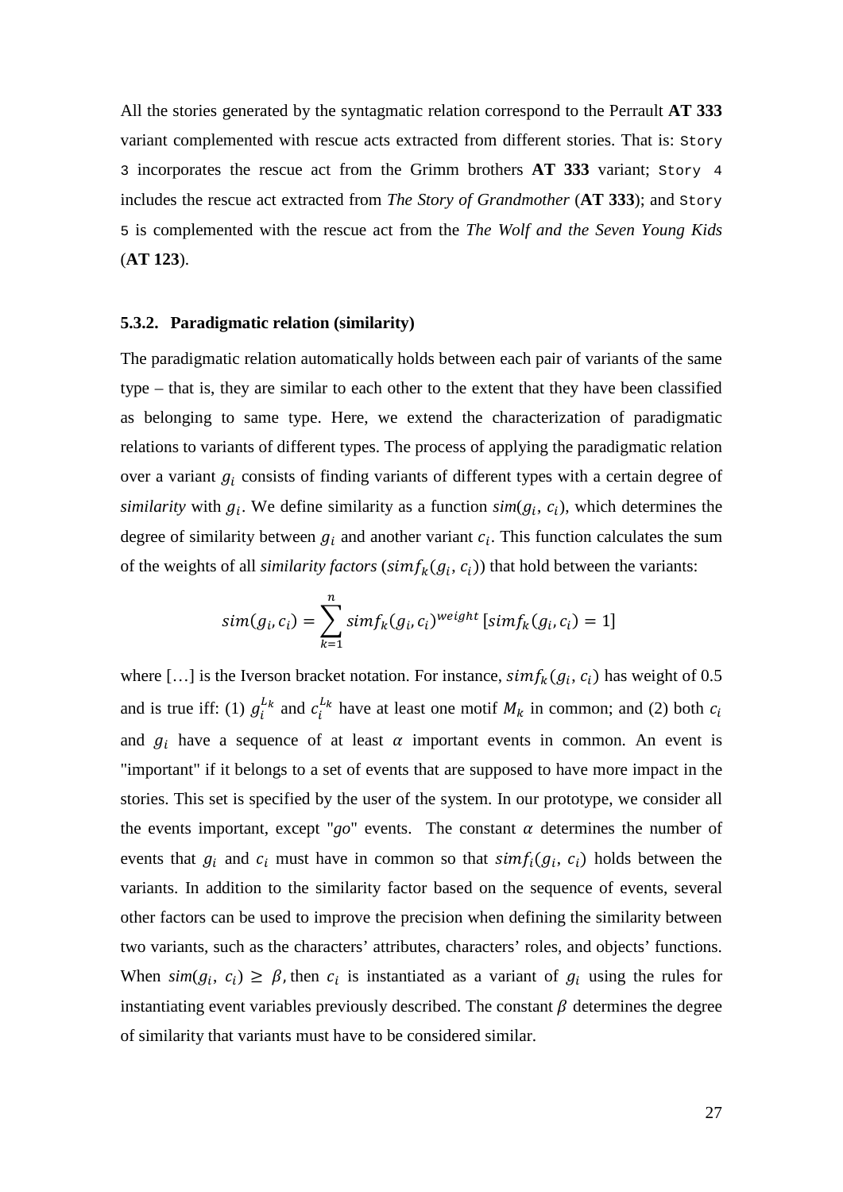All the stories generated by the syntagmatic relation correspond to the Perrault **AT 333** variant complemented with rescue acts extracted from different stories. That is: `Story 3` incorporates the rescue act from the Grimm brothers **AT 333** variant; `Story 4` includes the rescue act extracted from *The Story of Grandmother* (**AT 333**); and `Story 5` is complemented with the rescue act from the *The Wolf and the Seven Young Kids* (**AT 123**).

### 5.3.2. Paradigmatic relation (similarity)

The paradigmatic relation automatically holds between each pair of variants of the same type – that is, they are similar to each other to the extent that they have been classified as belonging to same type. Here, we extend the characterization of paradigmatic relations to variants of different types. The process of applying the paradigmatic relation over a variant $g_i$ consists of finding variants of different types with a certain degree of *similarity* with $g_i$. We define similarity as a function $sim(g_i, c_i)$, which determines the degree of similarity between $g_i$ and another variant $c_i$. This function calculates the sum of the weights of all *similarity factors* ($simf_k(g_i, c_i)$) that hold between the variants:

$$sim(g_i, c_i) = \sum_{k=1}^{n} simf_k(g_i, c_i)^{weight} \, [simf_k(g_i, c_i) = 1]$$

where […] is the Iverson bracket notation. For instance, $simf_k(g_i, c_i)$ has weight of 0.5 and is true iff: (1) $g_i^{L_k}$ and $c_i^{L_k}$ have at least one motif $M_k$ in common; and (2) both $c_i$ and $g_i$ have a sequence of at least $\alpha$ important events in common. An event is "important" if it belongs to a set of events that are supposed to have more impact in the stories. This set is specified by the user of the system. In our prototype, we consider all the events important, except "*go*" events. The constant $\alpha$ determines the number of events that $g_i$ and $c_i$ must have in common so that $simf_i(g_i, c_i)$ holds between the variants. In addition to the similarity factor based on the sequence of events, several other factors can be used to improve the precision when defining the similarity between two variants, such as the characters' attributes, characters' roles, and objects' functions. When $sim(g_i, c_i) \geq \beta$, then $c_i$ is instantiated as a variant of $g_i$ using the rules for instantiating event variables previously described. The constant $\beta$ determines the degree of similarity that variants must have to be considered similar.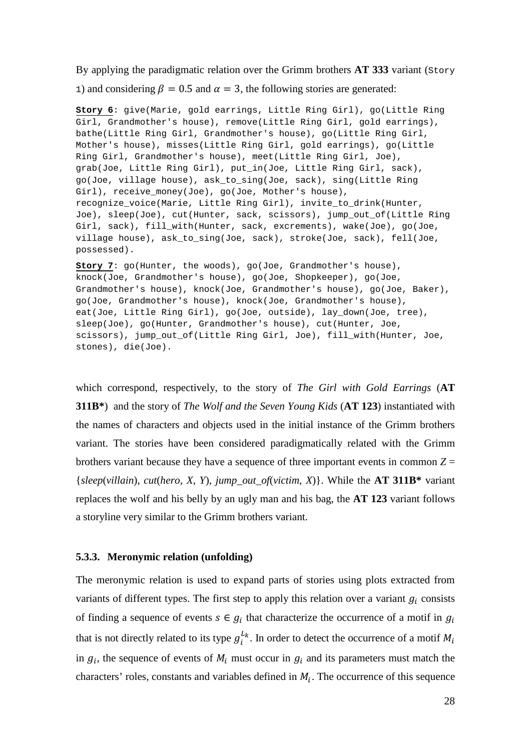By applying the paradigmatic relation over the Grimm brothers **AT 333** variant (`Story 1`) and considering $\beta = 0.5$ and $\alpha = 3$, the following stories are generated:

```
Story 6: give(Marie, gold earrings, Little Ring Girl), go(Little Ring Girl, Grandmother's house), remove(Little Ring Girl, gold earrings), bathe(Little Ring Girl, Grandmother's house), go(Little Ring Girl, Mother's house), misses(Little Ring Girl, gold earrings), go(Little Ring Girl, Grandmother's house), meet(Little Ring Girl, Joe), grab(Joe, Little Ring Girl), put_in(Joe, Little Ring Girl, sack), go(Joe, village house), ask_to_sing(Joe, sack), sing(Little Ring Girl), receive_money(Joe), go(Joe, Mother's house), recognize_voice(Marie, Little Ring Girl), invite_to_drink(Hunter, Joe), sleep(Joe), cut(Hunter, sack, scissors), jump_out_of(Little Ring Girl, sack), fill_with(Hunter, sack, excrements), wake(Joe), go(Joe, village house), ask_to_sing(Joe, sack), stroke(Joe, sack), fell(Joe, possessed).
```

```
Story 7: go(Hunter, the woods), go(Joe, Grandmother's house), knock(Joe, Grandmother's house), go(Joe, Shopkeeper), go(Joe, Grandmother's house), knock(Joe, Grandmother's house), go(Joe, Baker), go(Joe, Grandmother's house), knock(Joe, Grandmother's house), eat(Joe, Little Ring Girl), go(Joe, outside), lay_down(Joe, tree), sleep(Joe), go(Hunter, Grandmother's house), cut(Hunter, Joe, scissors), jump_out_of(Little Ring Girl, Joe), fill_with(Hunter, Joe, stones), die(Joe).
```

which correspond, respectively, to the story of *The Girl with Gold Earrings* (**AT 311B\***) and the story of *The Wolf and the Seven Young Kids* (**AT 123**) instantiated with the names of characters and objects used in the initial instance of the Grimm brothers variant. The stories have been considered paradigmatically related with the Grimm brothers variant because they have a sequence of three important events in common *Z* = {*sleep*(*villain*), *cut*(*hero*, *X*, *Y*), *jump_out_of*(*victim*, *X*)}. While the **AT 311B\*** variant replaces the wolf and his belly by an ugly man and his bag, the **AT 123** variant follows a storyline very similar to the Grimm brothers variant.

### 5.3.3. Meronymic relation (unfolding)

The meronymic relation is used to expand parts of stories using plots extracted from variants of different types. The first step to apply this relation over a variant $g_i$ consists of finding a sequence of events $s \in g_i$ that characterize the occurrence of a motif in $g_i$ that is not directly related to its type $g_i^{L_k}$. In order to detect the occurrence of a motif $M_i$ in $g_i$, the sequence of events of $M_i$ must occur in $g_i$ and its parameters must match the characters' roles, constants and variables defined in $M_i$. The occurrence of this sequence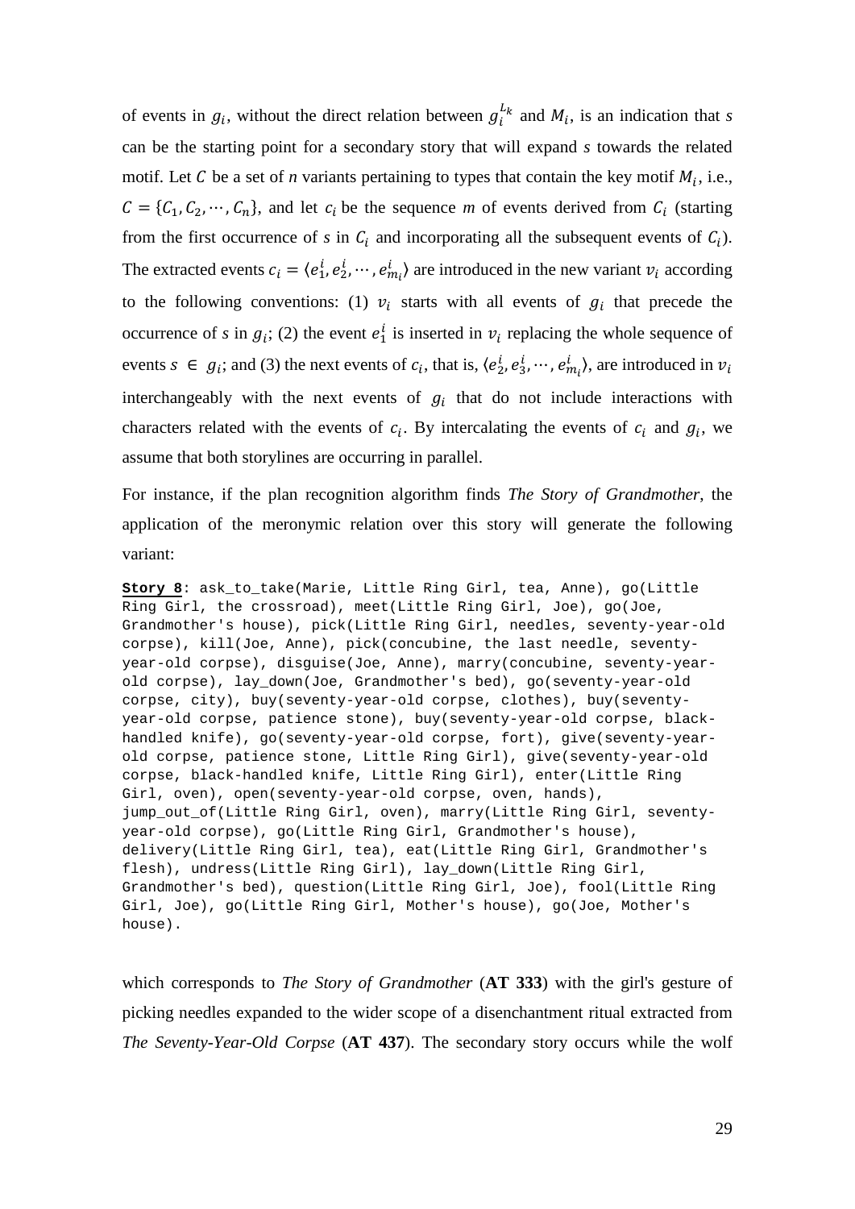of events in $g_i$, without the direct relation between $g_i^{L_k}$ and $M_i$, is an indication that *s* can be the starting point for a secondary story that will expand *s* towards the related motif. Let $C$ be a set of *n* variants pertaining to types that contain the key motif $M_i$, i.e., $C = \{C_1, C_2, \cdots, C_n\}$, and let $c_i$ be the sequence *m* of events derived from $C_i$ (starting from the first occurrence of *s* in $C_i$ and incorporating all the subsequent events of $C_i$). The extracted events $c_i = \langle e_1^i, e_2^i, \cdots, e_{m_i}^i \rangle$ are introduced in the new variant $v_i$ according to the following conventions: (1) $v_i$ starts with all events of $g_i$ that precede the occurrence of *s* in $g_i$; (2) the event $e_1^i$ is inserted in $v_i$ replacing the whole sequence of events $s \in g_i$; and (3) the next events of $c_i$, that is, $\langle e_2^i, e_3^i, \cdots, e_{m_i}^i \rangle$, are introduced in $v_i$ interchangeably with the next events of $g_i$ that do not include interactions with characters related with the events of $c_i$. By intercalating the events of $c_i$ and $g_i$, we assume that both storylines are occurring in parallel.

For instance, if the plan recognition algorithm finds *The Story of Grandmother*, the application of the meronymic relation over this story will generate the following variant:

```
Story 8: ask_to_take(Marie, Little Ring Girl, tea, Anne), go(Little
Ring Girl, the crossroad), meet(Little Ring Girl, Joe), go(Joe,
Grandmother's house), pick(Little Ring Girl, needles, seventy-year-old
corpse), kill(Joe, Anne), pick(concubine, the last needle, seventy-
year-old corpse), disguise(Joe, Anne), marry(concubine, seventy-year-
old corpse), lay_down(Joe, Grandmother's bed), go(seventy-year-old
corpse, city), buy(seventy-year-old corpse, clothes), buy(seventy-
year-old corpse, patience stone), buy(seventy-year-old corpse, black-
handled knife), go(seventy-year-old corpse, fort), give(seventy-year-
old corpse, patience stone, Little Ring Girl), give(seventy-year-old
corpse, black-handled knife, Little Ring Girl), enter(Little Ring
Girl, oven), open(seventy-year-old corpse, oven, hands),
jump_out_of(Little Ring Girl, oven), marry(Little Ring Girl, seventy-
year-old corpse), go(Little Ring Girl, Grandmother's house),
delivery(Little Ring Girl, tea), eat(Little Ring Girl, Grandmother's
flesh), undress(Little Ring Girl), lay_down(Little Ring Girl,
Grandmother's bed), question(Little Ring Girl, Joe), fool(Little Ring
Girl, Joe), go(Little Ring Girl, Mother's house), go(Joe, Mother's
house).
```

which corresponds to *The Story of Grandmother* (**AT 333**) with the girl's gesture of picking needles expanded to the wider scope of a disenchantment ritual extracted from *The Seventy-Year-Old Corpse* (**AT 437**). The secondary story occurs while the wolf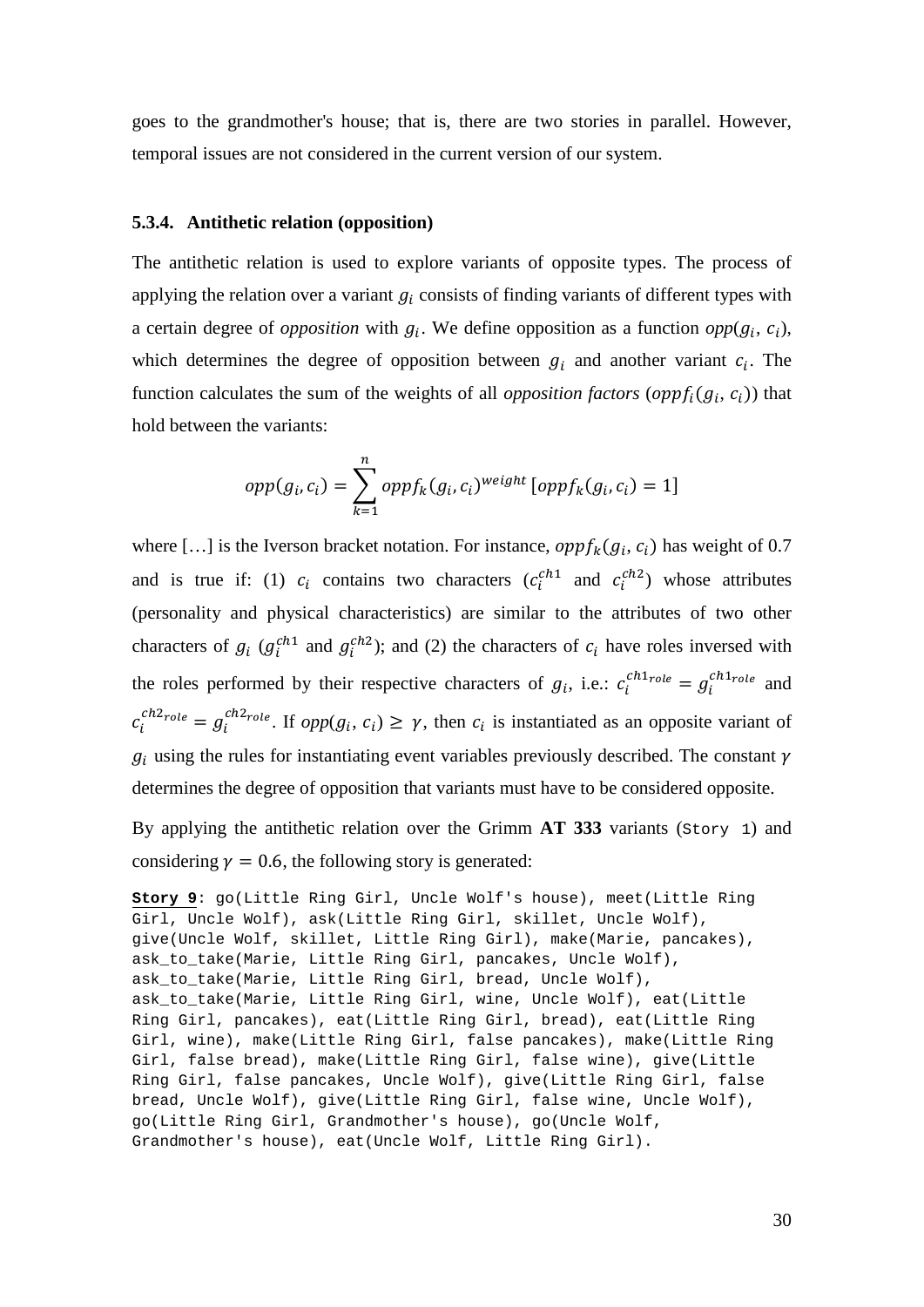goes to the grandmother's house; that is, there are two stories in parallel. However, temporal issues are not considered in the current version of our system.

### 5.3.4. Antithetic relation (opposition)

The antithetic relation is used to explore variants of opposite types. The process of applying the relation over a variant $g_i$ consists of finding variants of different types with a certain degree of *opposition* with $g_i$. We define opposition as a function $opp(g_i, c_i)$, which determines the degree of opposition between $g_i$ and another variant $c_i$. The function calculates the sum of the weights of all *opposition factors* ($oppf_i(g_i, c_i)$) that hold between the variants:

$$opp(g_i, c_i) = \sum_{k=1}^{n} oppf_k(g_i, c_i)^{weight} \left[ oppf_k(g_i, c_i) = 1 \right]$$

where […] is the Iverson bracket notation. For instance, $oppf_k(g_i, c_i)$ has weight of 0.7 and is true if: (1) $c_i$ contains two characters ($c_i^{ch1}$ and $c_i^{ch2}$) whose attributes (personality and physical characteristics) are similar to the attributes of two other characters of $g_i$ ($g_i^{ch1}$ and $g_i^{ch2}$); and (2) the characters of $c_i$ have roles inversed with the roles performed by their respective characters of $g_i$, i.e.: $c_i^{ch1_{role}} = g_i^{ch1_{role}}$ and $c_i^{ch2_{role}} = g_i^{ch2_{role}}$. If $opp(g_i, c_i) \geq \gamma$, then $c_i$ is instantiated as an opposite variant of $g_i$ using the rules for instantiating event variables previously described. The constant $\gamma$ determines the degree of opposition that variants must have to be considered opposite.

By applying the antithetic relation over the Grimm **AT 333** variants (`Story 1`) and considering $\gamma = 0.6$, the following story is generated:

```
Story 9: go(Little Ring Girl, Uncle Wolf's house), meet(Little Ring
Girl, Uncle Wolf), ask(Little Ring Girl, skillet, Uncle Wolf),
give(Uncle Wolf, skillet, Little Ring Girl), make(Marie, pancakes),
ask_to_take(Marie, Little Ring Girl, pancakes, Uncle Wolf),
ask_to_take(Marie, Little Ring Girl, bread, Uncle Wolf),
ask_to_take(Marie, Little Ring Girl, wine, Uncle Wolf), eat(Little
Ring Girl, pancakes), eat(Little Ring Girl, bread), eat(Little Ring
Girl, wine), make(Little Ring Girl, false pancakes), make(Little Ring
Girl, false bread), make(Little Ring Girl, false wine), give(Little
Ring Girl, false pancakes, Uncle Wolf), give(Little Ring Girl, false
bread, Uncle Wolf), give(Little Ring Girl, false wine, Uncle Wolf),
go(Little Ring Girl, Grandmother's house), go(Uncle Wolf,
Grandmother's house), eat(Uncle Wolf, Little Ring Girl).
```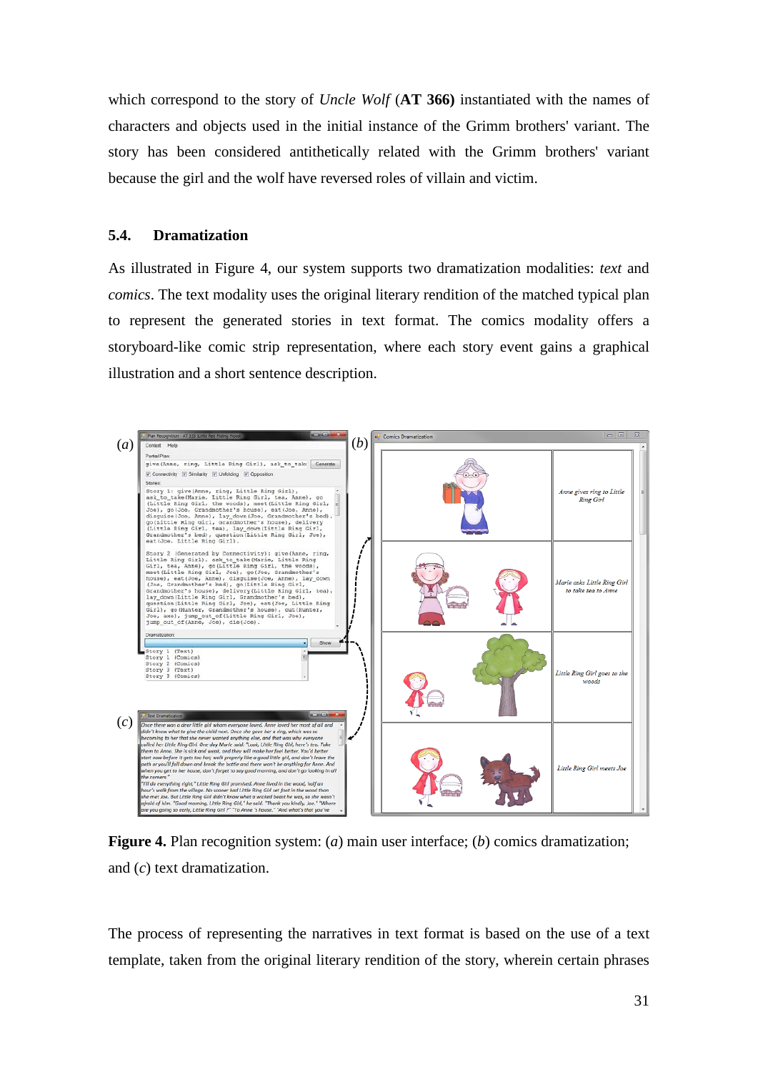which correspond to the story of *Uncle Wolf* (**AT 366)** instantiated with the names of characters and objects used in the initial instance of the Grimm brothers' variant. The story has been considered antithetically related with the Grimm brothers' variant because the girl and the wolf have reversed roles of villain and victim.

### 5.4. Dramatization

As illustrated in Figure 4, our system supports two dramatization modalities: *text* and *comics*. The text modality uses the original literary rendition of the matched typical plan to represent the generated stories in text format. The comics modality offers a storyboard-like comic strip representation, where each story event gains a graphical illustration and a short sentence description.

**Figure 4.** Plan recognition system: (*a*) main user interface; (*b*) comics dramatization; and (*c*) text dramatization.

The process of representing the narratives in text format is based on the use of a text template, taken from the original literary rendition of the story, wherein certain phrases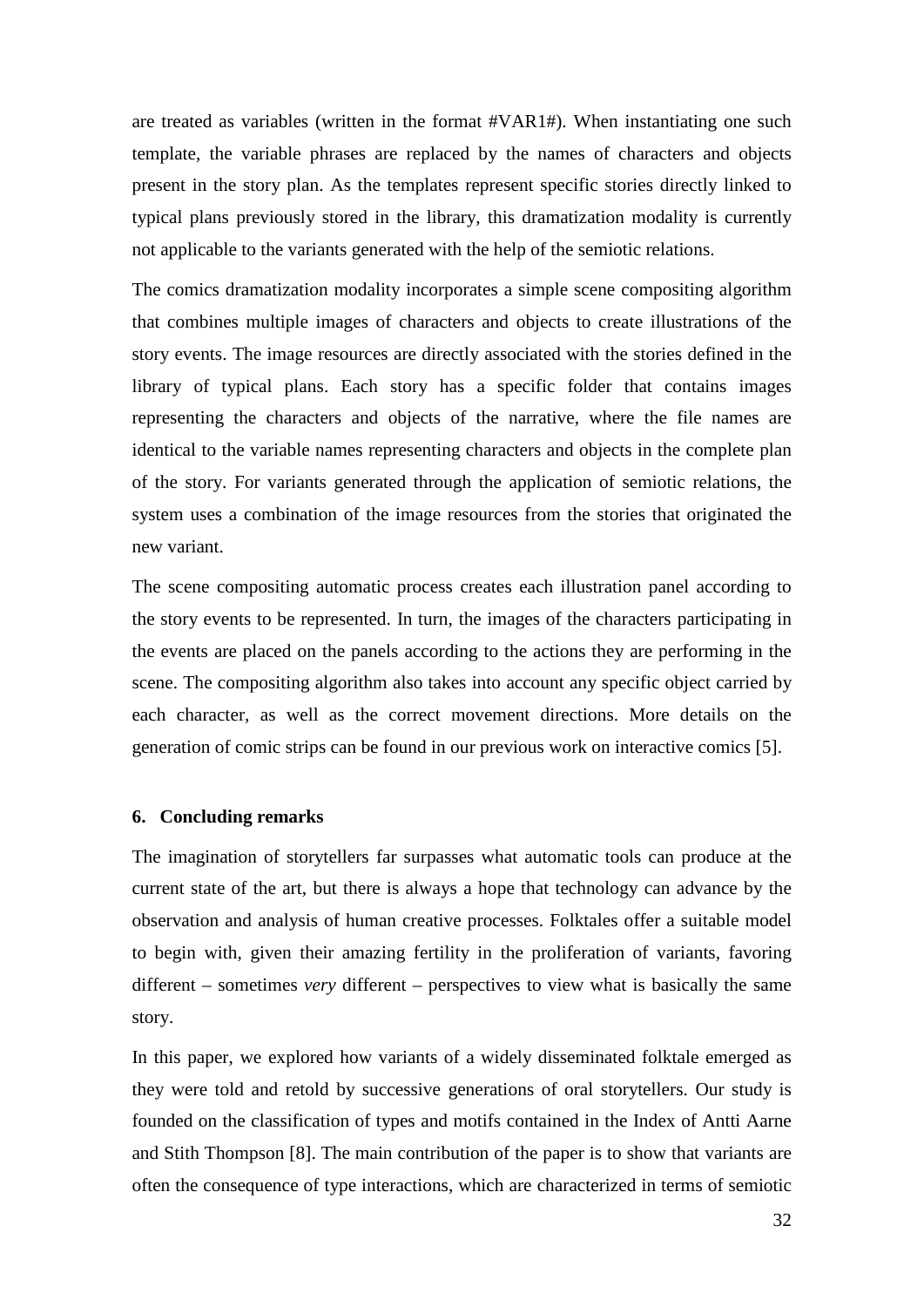are treated as variables (written in the format #VAR1#). When instantiating one such template, the variable phrases are replaced by the names of characters and objects present in the story plan. As the templates represent specific stories directly linked to typical plans previously stored in the library, this dramatization modality is currently not applicable to the variants generated with the help of the semiotic relations.

The comics dramatization modality incorporates a simple scene compositing algorithm that combines multiple images of characters and objects to create illustrations of the story events. The image resources are directly associated with the stories defined in the library of typical plans. Each story has a specific folder that contains images representing the characters and objects of the narrative, where the file names are identical to the variable names representing characters and objects in the complete plan of the story. For variants generated through the application of semiotic relations, the system uses a combination of the image resources from the stories that originated the new variant.

The scene compositing automatic process creates each illustration panel according to the story events to be represented. In turn, the images of the characters participating in the events are placed on the panels according to the actions they are performing in the scene. The compositing algorithm also takes into account any specific object carried by each character, as well as the correct movement directions. More details on the generation of comic strips can be found in our previous work on interactive comics [5].

### 6. Concluding remarks

The imagination of storytellers far surpasses what automatic tools can produce at the current state of the art, but there is always a hope that technology can advance by the observation and analysis of human creative processes. Folktales offer a suitable model to begin with, given their amazing fertility in the proliferation of variants, favoring different – sometimes *very* different – perspectives to view what is basically the same story.

In this paper, we explored how variants of a widely disseminated folktale emerged as they were told and retold by successive generations of oral storytellers. Our study is founded on the classification of types and motifs contained in the Index of Antti Aarne and Stith Thompson [8]. The main contribution of the paper is to show that variants are often the consequence of type interactions, which are characterized in terms of semiotic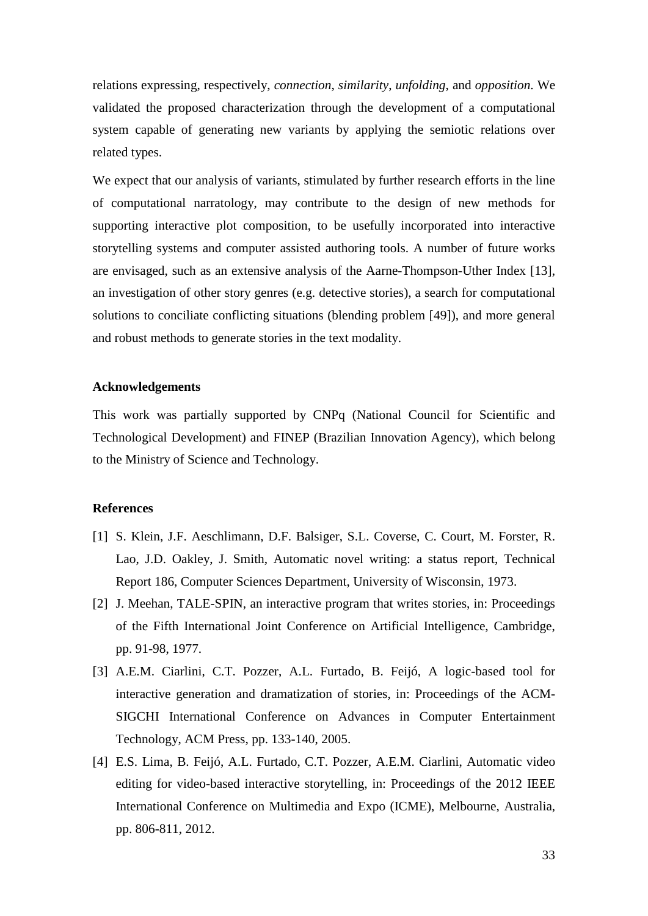relations expressing, respectively, *connection*, *similarity*, *unfolding*, and *opposition*. We validated the proposed characterization through the development of a computational system capable of generating new variants by applying the semiotic relations over related types.

We expect that our analysis of variants, stimulated by further research efforts in the line of computational narratology, may contribute to the design of new methods for supporting interactive plot composition, to be usefully incorporated into interactive storytelling systems and computer assisted authoring tools. A number of future works are envisaged, such as an extensive analysis of the Aarne-Thompson-Uther Index [13], an investigation of other story genres (e.g. detective stories), a search for computational solutions to conciliate conflicting situations (blending problem [49]), and more general and robust methods to generate stories in the text modality.

## Acknowledgements

This work was partially supported by CNPq (National Council for Scientific and Technological Development) and FINEP (Brazilian Innovation Agency), which belong to the Ministry of Science and Technology.

## References

[1] S. Klein, J.F. Aeschlimann, D.F. Balsiger, S.L. Coverse, C. Court, M. Forster, R. Lao, J.D. Oakley, J. Smith, Automatic novel writing: a status report, Technical Report 186, Computer Sciences Department, University of Wisconsin, 1973.

[2] J. Meehan, TALE-SPIN, an interactive program that writes stories, in: Proceedings of the Fifth International Joint Conference on Artificial Intelligence, Cambridge, pp. 91-98, 1977.

[3] A.E.M. Ciarlini, C.T. Pozzer, A.L. Furtado, B. Feijó, A logic-based tool for interactive generation and dramatization of stories, in: Proceedings of the ACM-SIGCHI International Conference on Advances in Computer Entertainment Technology, ACM Press, pp. 133-140, 2005.

[4] E.S. Lima, B. Feijó, A.L. Furtado, C.T. Pozzer, A.E.M. Ciarlini, Automatic video editing for video-based interactive storytelling, in: Proceedings of the 2012 IEEE International Conference on Multimedia and Expo (ICME), Melbourne, Australia, pp. 806-811, 2012.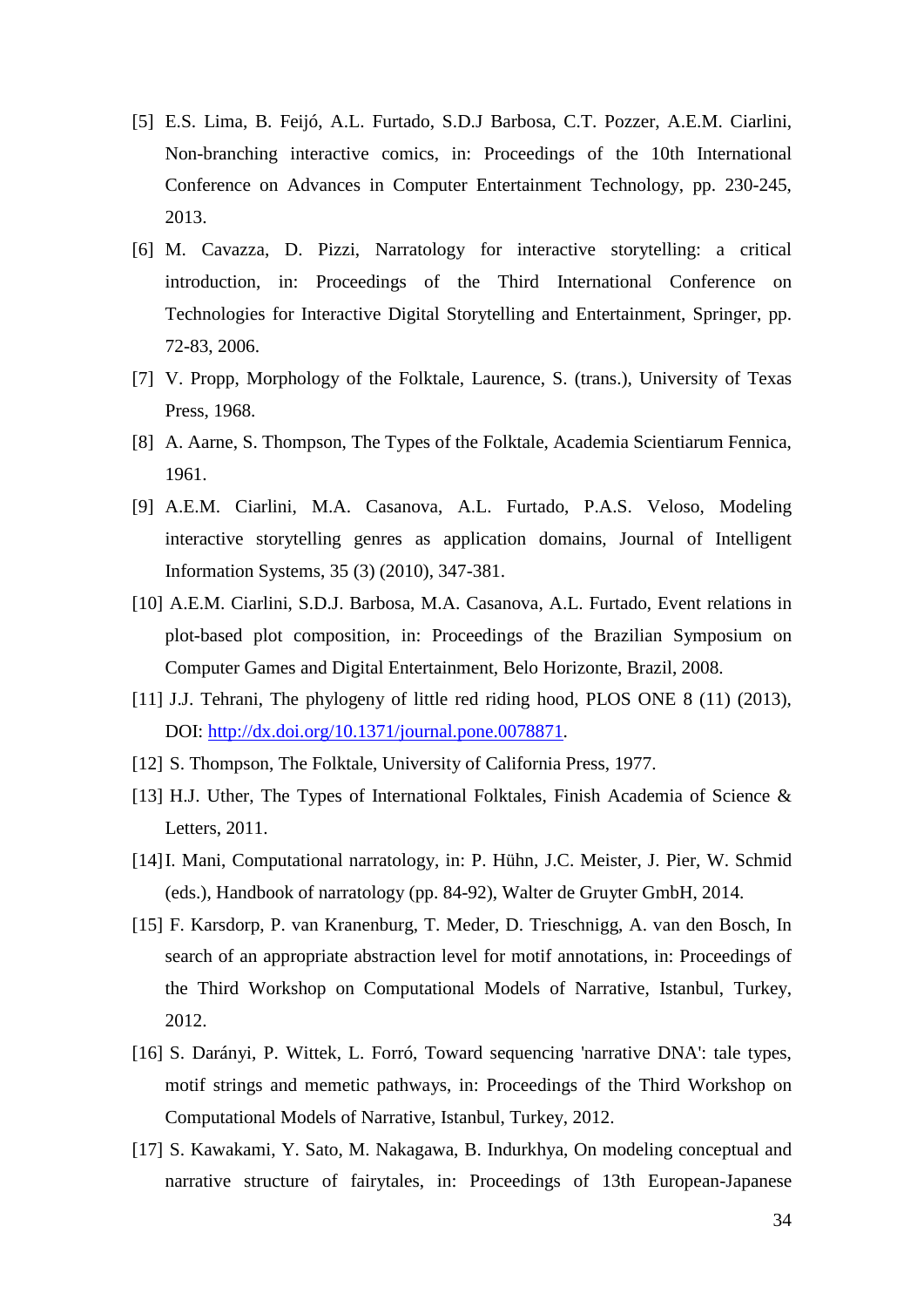[5] E.S. Lima, B. Feijó, A.L. Furtado, S.D.J Barbosa, C.T. Pozzer, A.E.M. Ciarlini, Non-branching interactive comics, in: Proceedings of the 10th International Conference on Advances in Computer Entertainment Technology, pp. 230-245, 2013.

[6] M. Cavazza, D. Pizzi, Narratology for interactive storytelling: a critical introduction, in: Proceedings of the Third International Conference on Technologies for Interactive Digital Storytelling and Entertainment, Springer, pp. 72-83, 2006.

[7] V. Propp, Morphology of the Folktale, Laurence, S. (trans.), University of Texas Press, 1968.

[8] A. Aarne, S. Thompson, The Types of the Folktale, Academia Scientiarum Fennica, 1961.

[9] A.E.M. Ciarlini, M.A. Casanova, A.L. Furtado, P.A.S. Veloso, Modeling interactive storytelling genres as application domains, Journal of Intelligent Information Systems, 35 (3) (2010), 347-381.

[10] A.E.M. Ciarlini, S.D.J. Barbosa, M.A. Casanova, A.L. Furtado, Event relations in plot-based plot composition, in: Proceedings of the Brazilian Symposium on Computer Games and Digital Entertainment, Belo Horizonte, Brazil, 2008.

[11] J.J. Tehrani, The phylogeny of little red riding hood, PLOS ONE 8 (11) (2013), DOI: [http://dx.doi.org/10.1371/journal.pone.0078871](http://dx.doi.org/10.1371/journal.pone.0078871).

[12] S. Thompson, The Folktale, University of California Press, 1977.

[13] H.J. Uther, The Types of International Folktales, Finish Academia of Science & Letters, 2011.

[14] I. Mani, Computational narratology, in: P. Hühn, J.C. Meister, J. Pier, W. Schmid (eds.), Handbook of narratology (pp. 84-92), Walter de Gruyter GmbH, 2014.

[15] F. Karsdorp, P. van Kranenburg, T. Meder, D. Trieschnigg, A. van den Bosch, In search of an appropriate abstraction level for motif annotations, in: Proceedings of the Third Workshop on Computational Models of Narrative, Istanbul, Turkey, 2012.

[16] S. Darányi, P. Wittek, L. Forró, Toward sequencing 'narrative DNA': tale types, motif strings and memetic pathways, in: Proceedings of the Third Workshop on Computational Models of Narrative, Istanbul, Turkey, 2012.

[17] S. Kawakami, Y. Sato, M. Nakagawa, B. Indurkhya, On modeling conceptual and narrative structure of fairytales, in: Proceedings of 13th European-Japanese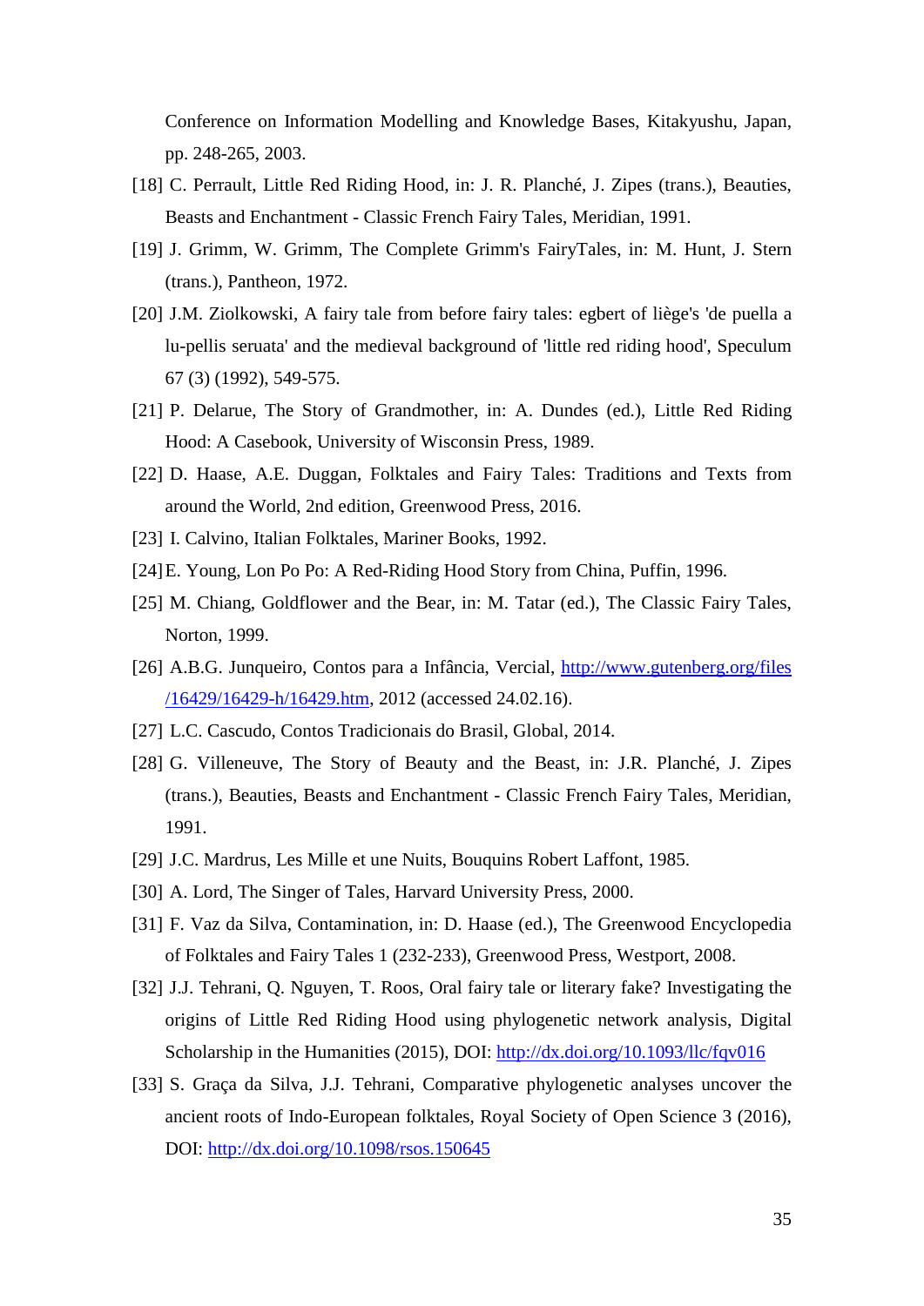Conference on Information Modelling and Knowledge Bases, Kitakyushu, Japan, pp. 248-265, 2003.

[18] C. Perrault, Little Red Riding Hood, in: J. R. Planché, J. Zipes (trans.), Beauties, Beasts and Enchantment - Classic French Fairy Tales, Meridian, 1991.

[19] J. Grimm, W. Grimm, The Complete Grimm's FairyTales, in: M. Hunt, J. Stern (trans.), Pantheon, 1972.

[20] J.M. Ziolkowski, A fairy tale from before fairy tales: egbert of liège's 'de puella a lu-pellis seruata' and the medieval background of 'little red riding hood', Speculum 67 (3) (1992), 549-575.

[21] P. Delarue, The Story of Grandmother, in: A. Dundes (ed.), Little Red Riding Hood: A Casebook, University of Wisconsin Press, 1989.

[22] D. Haase, A.E. Duggan, Folktales and Fairy Tales: Traditions and Texts from around the World, 2nd edition, Greenwood Press, 2016.

[23] I. Calvino, Italian Folktales, Mariner Books, 1992.

[24] E. Young, Lon Po Po: A Red-Riding Hood Story from China, Puffin, 1996.

[25] M. Chiang, Goldflower and the Bear, in: M. Tatar (ed.), The Classic Fairy Tales, Norton, 1999.

[26] A.B.G. Junqueiro, Contos para a Infância, Vercial, http://www.gutenberg.org/files/16429/16429-h/16429.htm, 2012 (accessed 24.02.16).

[27] L.C. Cascudo, Contos Tradicionais do Brasil, Global, 2014.

[28] G. Villeneuve, The Story of Beauty and the Beast, in: J.R. Planché, J. Zipes (trans.), Beauties, Beasts and Enchantment - Classic French Fairy Tales, Meridian, 1991.

[29] J.C. Mardrus, Les Mille et une Nuits, Bouquins Robert Laffont, 1985.

[30] A. Lord, The Singer of Tales, Harvard University Press, 2000.

[31] F. Vaz da Silva, Contamination, in: D. Haase (ed.), The Greenwood Encyclopedia of Folktales and Fairy Tales 1 (232-233), Greenwood Press, Westport, 2008.

[32] J.J. Tehrani, Q. Nguyen, T. Roos, Oral fairy tale or literary fake? Investigating the origins of Little Red Riding Hood using phylogenetic network analysis, Digital Scholarship in the Humanities (2015), DOI: http://dx.doi.org/10.1093/llc/fqv016

[33] S. Graça da Silva, J.J. Tehrani, Comparative phylogenetic analyses uncover the ancient roots of Indo-European folktales, Royal Society of Open Science 3 (2016), DOI: http://dx.doi.org/10.1098/rsos.150645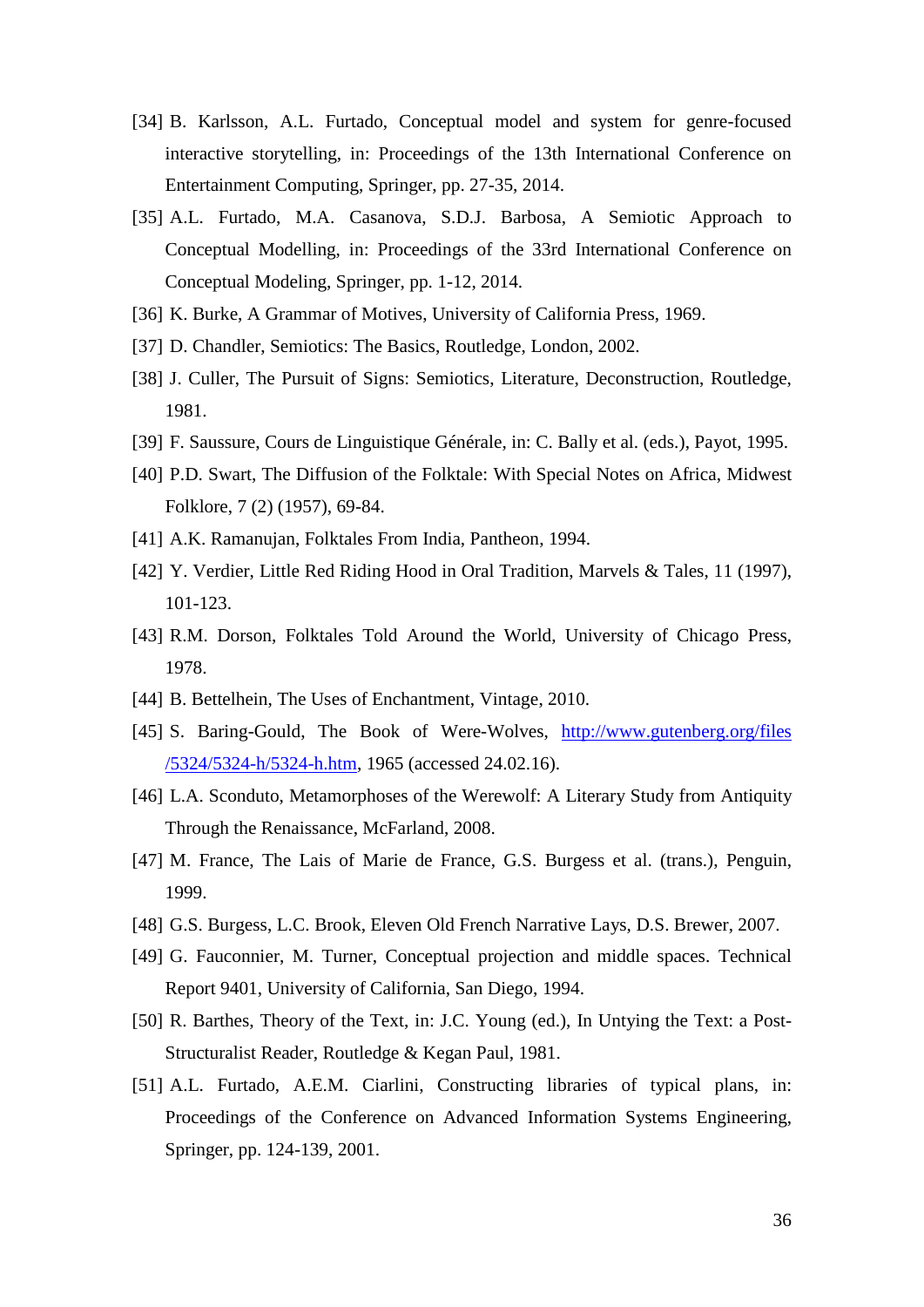[34] B. Karlsson, A.L. Furtado, Conceptual model and system for genre-focused interactive storytelling, in: Proceedings of the 13th International Conference on Entertainment Computing, Springer, pp. 27-35, 2014.

[35] A.L. Furtado, M.A. Casanova, S.D.J. Barbosa, A Semiotic Approach to Conceptual Modelling, in: Proceedings of the 33rd International Conference on Conceptual Modeling, Springer, pp. 1-12, 2014.

[36] K. Burke, A Grammar of Motives, University of California Press, 1969.

[37] D. Chandler, Semiotics: The Basics, Routledge, London, 2002.

[38] J. Culler, The Pursuit of Signs: Semiotics, Literature, Deconstruction, Routledge, 1981.

[39] F. Saussure, Cours de Linguistique Générale, in: C. Bally et al. (eds.), Payot, 1995.

[40] P.D. Swart, The Diffusion of the Folktale: With Special Notes on Africa, Midwest Folklore, 7 (2) (1957), 69-84.

[41] A.K. Ramanujan, Folktales From India, Pantheon, 1994.

[42] Y. Verdier, Little Red Riding Hood in Oral Tradition, Marvels & Tales, 11 (1997), 101-123.

[43] R.M. Dorson, Folktales Told Around the World, University of Chicago Press, 1978.

[44] B. Bettelhein, The Uses of Enchantment, Vintage, 2010.

[45] S. Baring-Gould, The Book of Were-Wolves, http://www.gutenberg.org/files/5324/5324-h/5324-h.htm, 1965 (accessed 24.02.16).

[46] L.A. Sconduto, Metamorphoses of the Werewolf: A Literary Study from Antiquity Through the Renaissance, McFarland, 2008.

[47] M. France, The Lais of Marie de France, G.S. Burgess et al. (trans.), Penguin, 1999.

[48] G.S. Burgess, L.C. Brook, Eleven Old French Narrative Lays, D.S. Brewer, 2007.

[49] G. Fauconnier, M. Turner, Conceptual projection and middle spaces. Technical Report 9401, University of California, San Diego, 1994.

[50] R. Barthes, Theory of the Text, in: J.C. Young (ed.), In Untying the Text: a Post-Structuralist Reader, Routledge & Kegan Paul, 1981.

[51] A.L. Furtado, A.E.M. Ciarlini, Constructing libraries of typical plans, in: Proceedings of the Conference on Advanced Information Systems Engineering, Springer, pp. 124-139, 2001.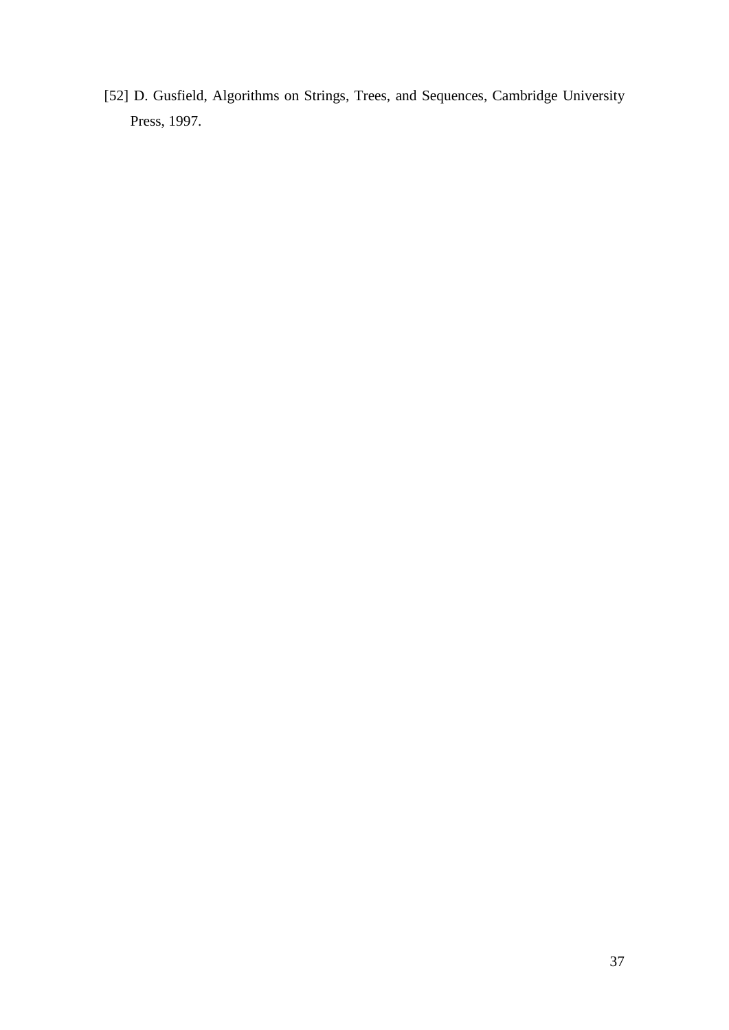[52] D. Gusfield, Algorithms on Strings, Trees, and Sequences, Cambridge University Press, 1997.